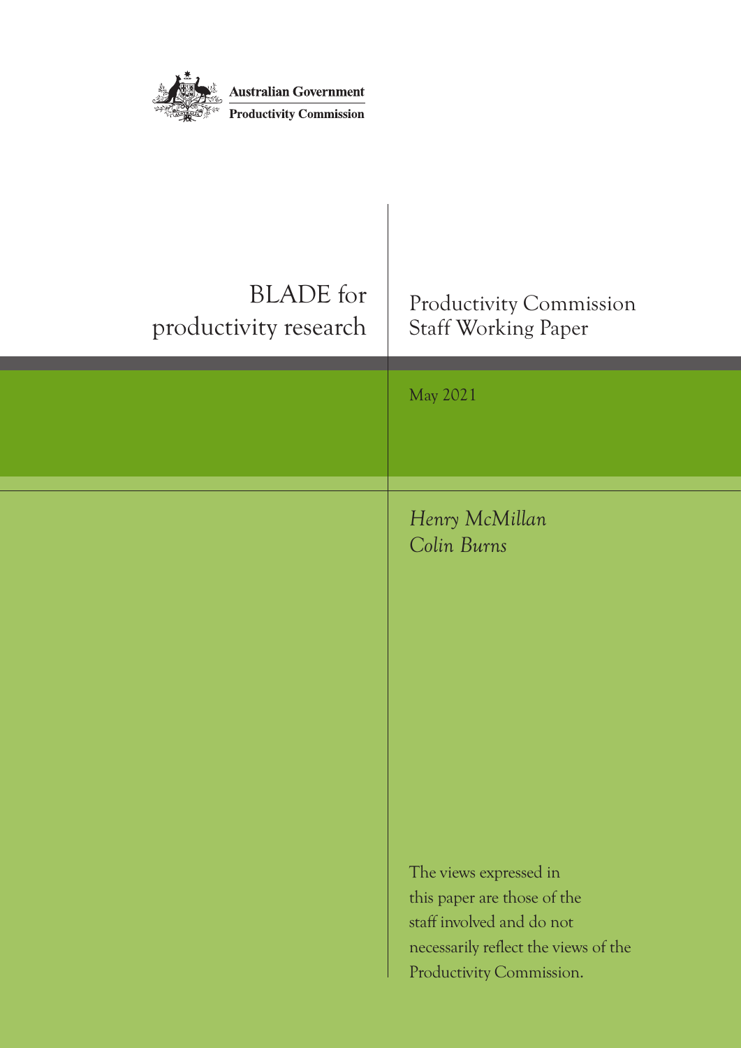Australian Government

Productivity Commission

# BLADE for productivity research

Productivity Commission Staff Working Paper

May 2021

*Henry McMillan*
*Colin Burns*

The views expressed in this paper are those of the staff involved and do not necessarily reflect the views of the Productivity Commission.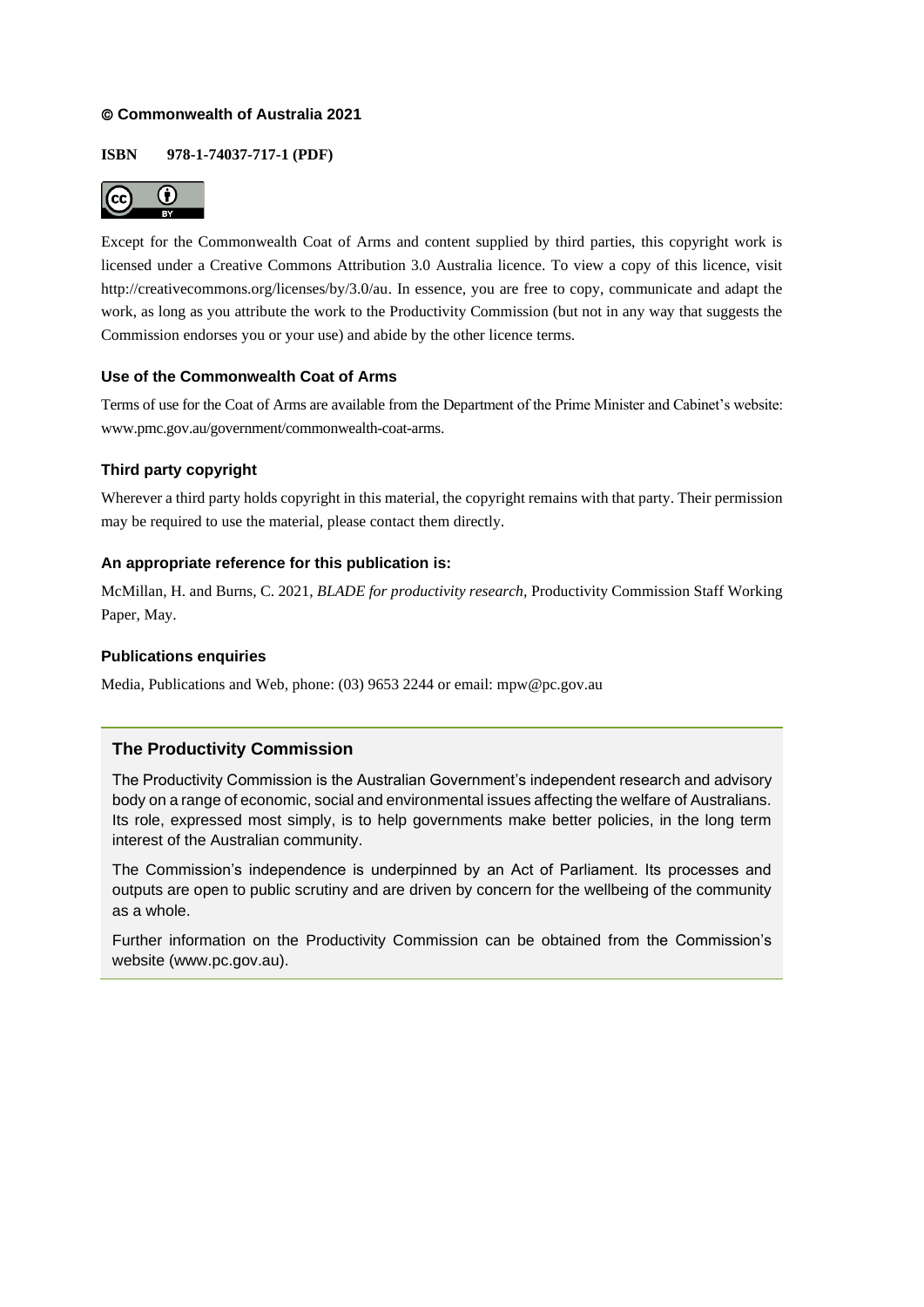**© Commonwealth of Australia 2021**

**ISBN 978-1-74037-717-1 (PDF)**

Except for the Commonwealth Coat of Arms and content supplied by third parties, this copyright work is licensed under a Creative Commons Attribution 3.0 Australia licence. To view a copy of this licence, visit http://creativecommons.org/licenses/by/3.0/au. In essence, you are free to copy, communicate and adapt the work, as long as you attribute the work to the Productivity Commission (but not in any way that suggests the Commission endorses you or your use) and abide by the other licence terms.

### Use of the Commonwealth Coat of Arms

Terms of use for the Coat of Arms are available from the Department of the Prime Minister and Cabinet's website: www.pmc.gov.au/government/commonwealth-coat-arms.

### Third party copyright

Wherever a third party holds copyright in this material, the copyright remains with that party. Their permission may be required to use the material, please contact them directly.

### An appropriate reference for this publication is:

McMillan, H. and Burns, C. 2021, *BLADE for productivity research*, Productivity Commission Staff Working Paper, May.

### Publications enquiries

Media, Publications and Web, phone: (03) 9653 2244 or email: mpw@pc.gov.au

### The Productivity Commission

The Productivity Commission is the Australian Government's independent research and advisory body on a range of economic, social and environmental issues affecting the welfare of Australians. Its role, expressed most simply, is to help governments make better policies, in the long term interest of the Australian community.

The Commission's independence is underpinned by an Act of Parliament. Its processes and outputs are open to public scrutiny and are driven by concern for the wellbeing of the community as a whole.

Further information on the Productivity Commission can be obtained from the Commission's website (www.pc.gov.au).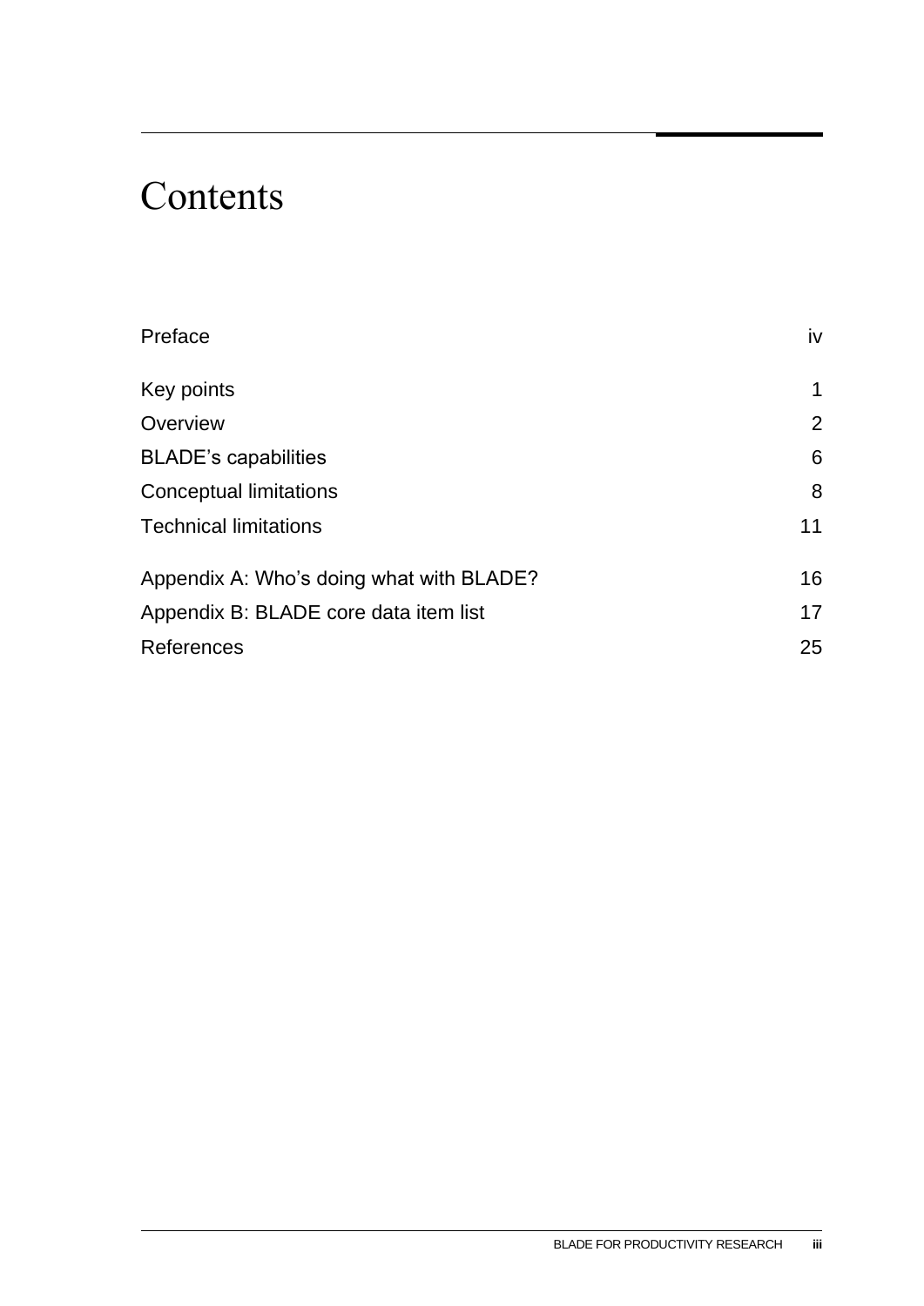# Contents

| | |
|---|---|
| Preface | iv |
| Key points | 1 |
| Overview | 2 |
| BLADE's capabilities | 6 |
| Conceptual limitations | 8 |
| Technical limitations | 11 |
| Appendix A: Who's doing what with BLADE? | 16 |
| Appendix B: BLADE core data item list | 17 |
| References | 25 |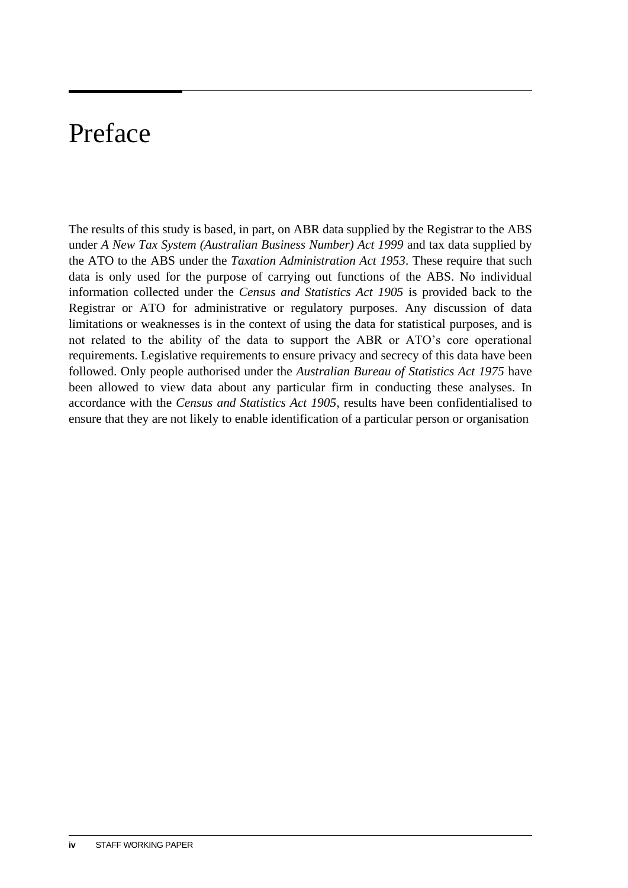# Preface

The results of this study is based, in part, on ABR data supplied by the Registrar to the ABS under *A New Tax System (Australian Business Number) Act 1999* and tax data supplied by the ATO to the ABS under the *Taxation Administration Act 1953*. These require that such data is only used for the purpose of carrying out functions of the ABS. No individual information collected under the *Census and Statistics Act 1905* is provided back to the Registrar or ATO for administrative or regulatory purposes. Any discussion of data limitations or weaknesses is in the context of using the data for statistical purposes, and is not related to the ability of the data to support the ABR or ATO's core operational requirements. Legislative requirements to ensure privacy and secrecy of this data have been followed. Only people authorised under the *Australian Bureau of Statistics Act 1975* have been allowed to view data about any particular firm in conducting these analyses. In accordance with the *Census and Statistics Act 1905*, results have been confidentialised to ensure that they are not likely to enable identification of a particular person or organisation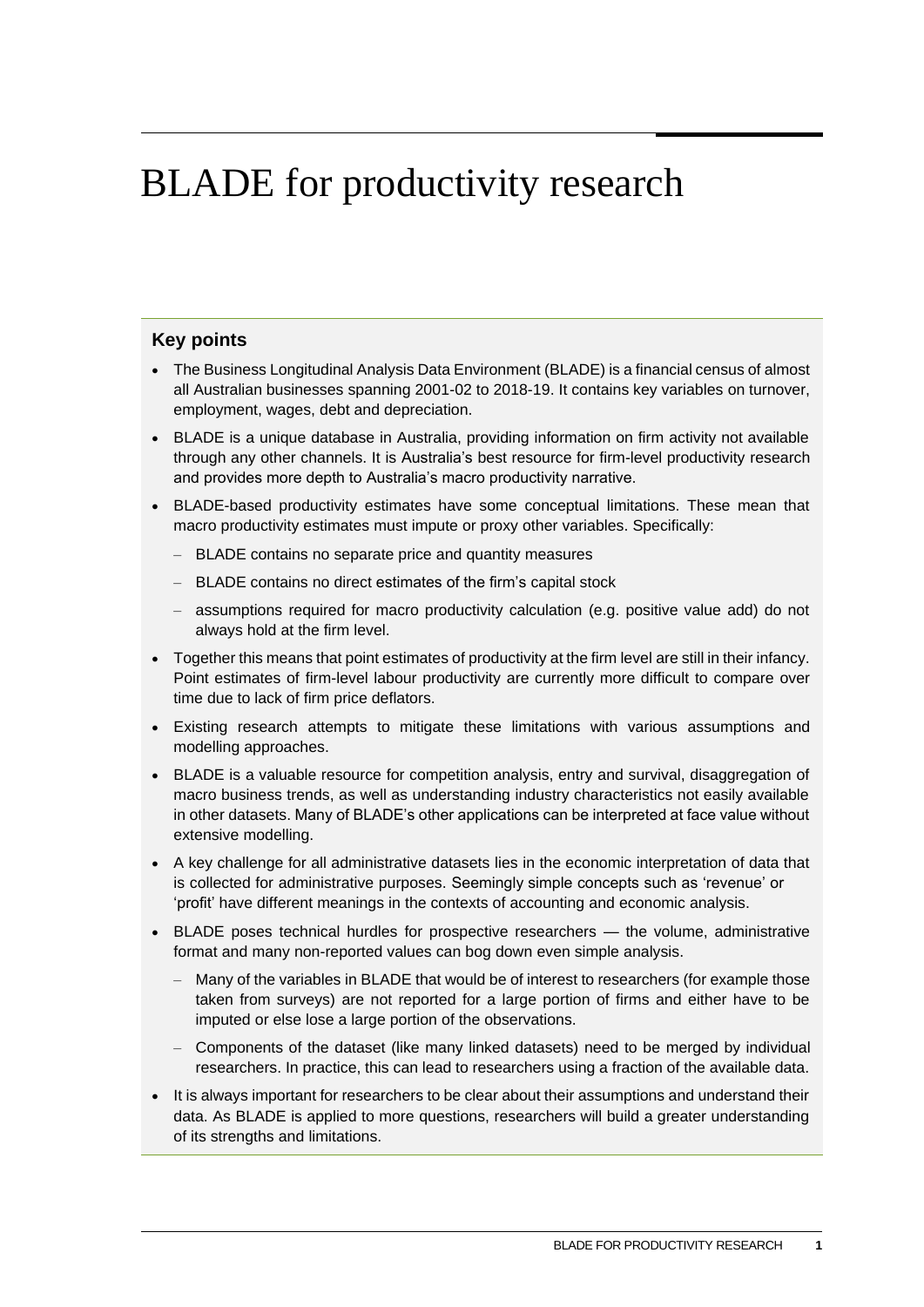# BLADE for productivity research

## Key points

- The Business Longitudinal Analysis Data Environment (BLADE) is a financial census of almost all Australian businesses spanning 2001-02 to 2018-19. It contains key variables on turnover, employment, wages, debt and depreciation.
- BLADE is a unique database in Australia, providing information on firm activity not available through any other channels. It is Australia's best resource for firm-level productivity research and provides more depth to Australia's macro productivity narrative.
- BLADE-based productivity estimates have some conceptual limitations. These mean that macro productivity estimates must impute or proxy other variables. Specifically:
  - BLADE contains no separate price and quantity measures
  - BLADE contains no direct estimates of the firm's capital stock
  - assumptions required for macro productivity calculation (e.g. positive value add) do not always hold at the firm level.
- Together this means that point estimates of productivity at the firm level are still in their infancy. Point estimates of firm-level labour productivity are currently more difficult to compare over time due to lack of firm price deflators.
- Existing research attempts to mitigate these limitations with various assumptions and modelling approaches.
- BLADE is a valuable resource for competition analysis, entry and survival, disaggregation of macro business trends, as well as understanding industry characteristics not easily available in other datasets. Many of BLADE's other applications can be interpreted at face value without extensive modelling.
- A key challenge for all administrative datasets lies in the economic interpretation of data that is collected for administrative purposes. Seemingly simple concepts such as 'revenue' or 'profit' have different meanings in the contexts of accounting and economic analysis.
- BLADE poses technical hurdles for prospective researchers — the volume, administrative format and many non-reported values can bog down even simple analysis.
  - Many of the variables in BLADE that would be of interest to researchers (for example those taken from surveys) are not reported for a large portion of firms and either have to be imputed or else lose a large portion of the observations.
  - Components of the dataset (like many linked datasets) need to be merged by individual researchers. In practice, this can lead to researchers using a fraction of the available data.
- It is always important for researchers to be clear about their assumptions and understand their data. As BLADE is applied to more questions, researchers will build a greater understanding of its strengths and limitations.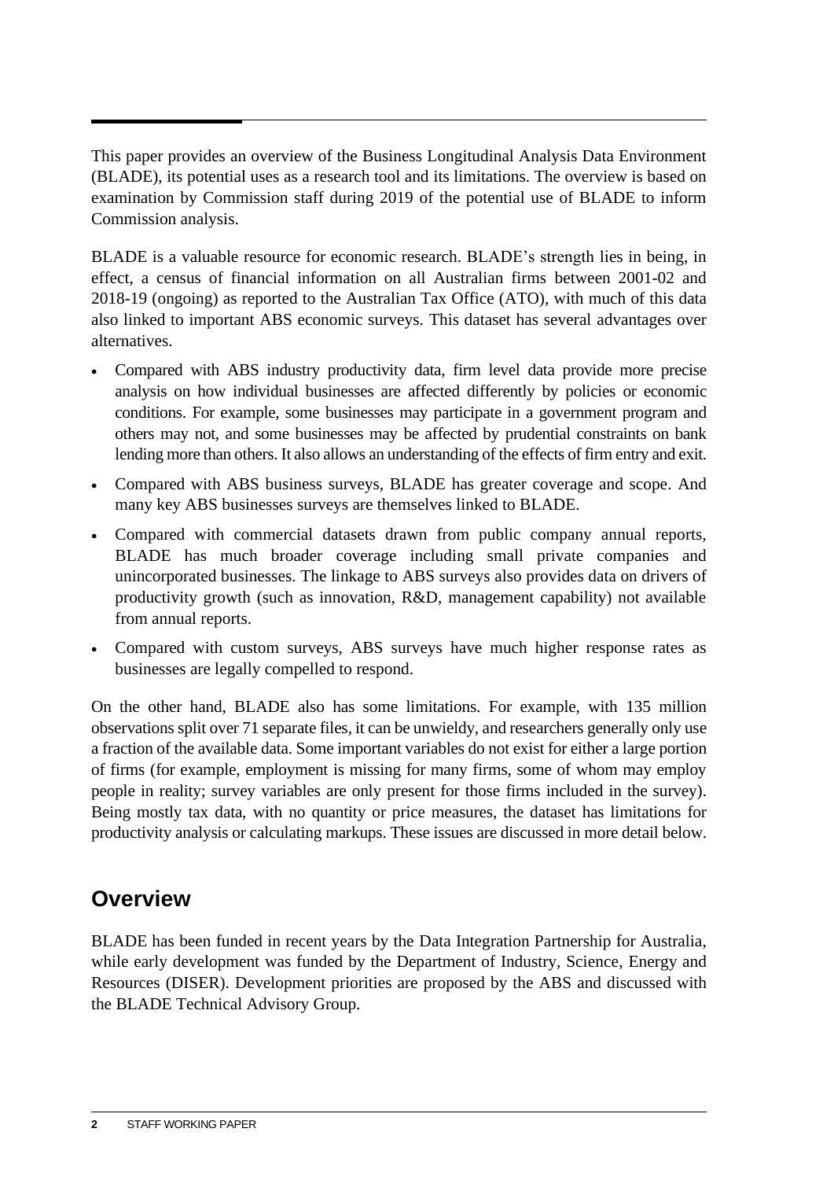This paper provides an overview of the Business Longitudinal Analysis Data Environment (BLADE), its potential uses as a research tool and its limitations. The overview is based on examination by Commission staff during 2019 of the potential use of BLADE to inform Commission analysis.

BLADE is a valuable resource for economic research. BLADE's strength lies in being, in effect, a census of financial information on all Australian firms between 2001-02 and 2018-19 (ongoing) as reported to the Australian Tax Office (ATO), with much of this data also linked to important ABS economic surveys. This dataset has several advantages over alternatives.

- Compared with ABS industry productivity data, firm level data provide more precise analysis on how individual businesses are affected differently by policies or economic conditions. For example, some businesses may participate in a government program and others may not, and some businesses may be affected by prudential constraints on bank lending more than others. It also allows an understanding of the effects of firm entry and exit.
- Compared with ABS business surveys, BLADE has greater coverage and scope. And many key ABS businesses surveys are themselves linked to BLADE.
- Compared with commercial datasets drawn from public company annual reports, BLADE has much broader coverage including small private companies and unincorporated businesses. The linkage to ABS surveys also provides data on drivers of productivity growth (such as innovation, R&D, management capability) not available from annual reports.
- Compared with custom surveys, ABS surveys have much higher response rates as businesses are legally compelled to respond.

On the other hand, BLADE also has some limitations. For example, with 135 million observations split over 71 separate files, it can be unwieldy, and researchers generally only use a fraction of the available data. Some important variables do not exist for either a large portion of firms (for example, employment is missing for many firms, some of whom may employ people in reality; survey variables are only present for those firms included in the survey). Being mostly tax data, with no quantity or price measures, the dataset has limitations for productivity analysis or calculating markups. These issues are discussed in more detail below.

## Overview

BLADE has been funded in recent years by the Data Integration Partnership for Australia, while early development was funded by the Department of Industry, Science, Energy and Resources (DISER). Development priorities are proposed by the ABS and discussed with the BLADE Technical Advisory Group.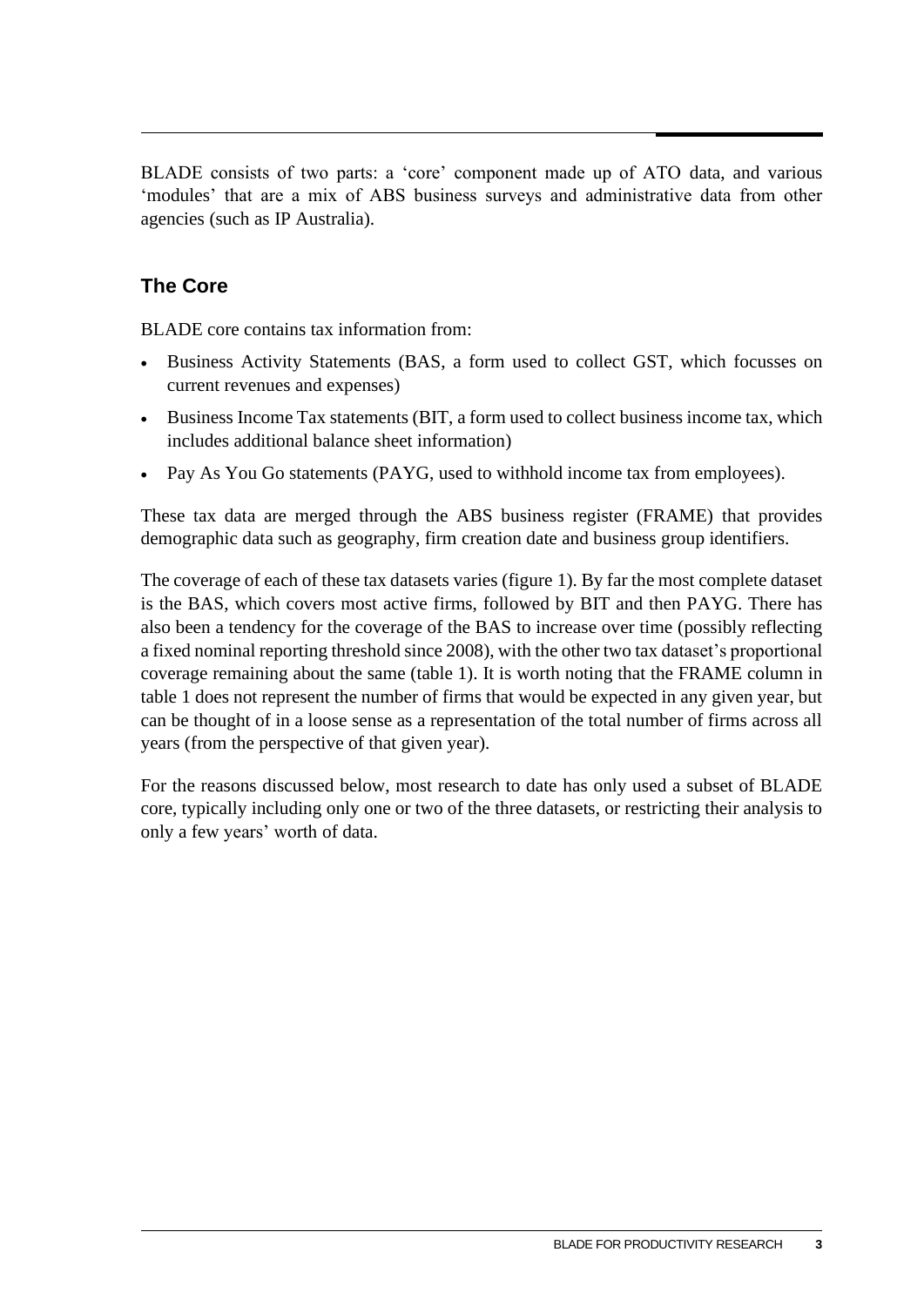BLADE consists of two parts: a 'core' component made up of ATO data, and various 'modules' that are a mix of ABS business surveys and administrative data from other agencies (such as IP Australia).

## The Core

BLADE core contains tax information from:

- Business Activity Statements (BAS, a form used to collect GST, which focusses on current revenues and expenses)
- Business Income Tax statements (BIT, a form used to collect business income tax, which includes additional balance sheet information)
- Pay As You Go statements (PAYG, used to withhold income tax from employees).

These tax data are merged through the ABS business register (FRAME) that provides demographic data such as geography, firm creation date and business group identifiers.

The coverage of each of these tax datasets varies (figure 1). By far the most complete dataset is the BAS, which covers most active firms, followed by BIT and then PAYG. There has also been a tendency for the coverage of the BAS to increase over time (possibly reflecting a fixed nominal reporting threshold since 2008), with the other two tax dataset's proportional coverage remaining about the same (table 1). It is worth noting that the FRAME column in table 1 does not represent the number of firms that would be expected in any given year, but can be thought of in a loose sense as a representation of the total number of firms across all years (from the perspective of that given year).

For the reasons discussed below, most research to date has only used a subset of BLADE core, typically including only one or two of the three datasets, or restricting their analysis to only a few years' worth of data.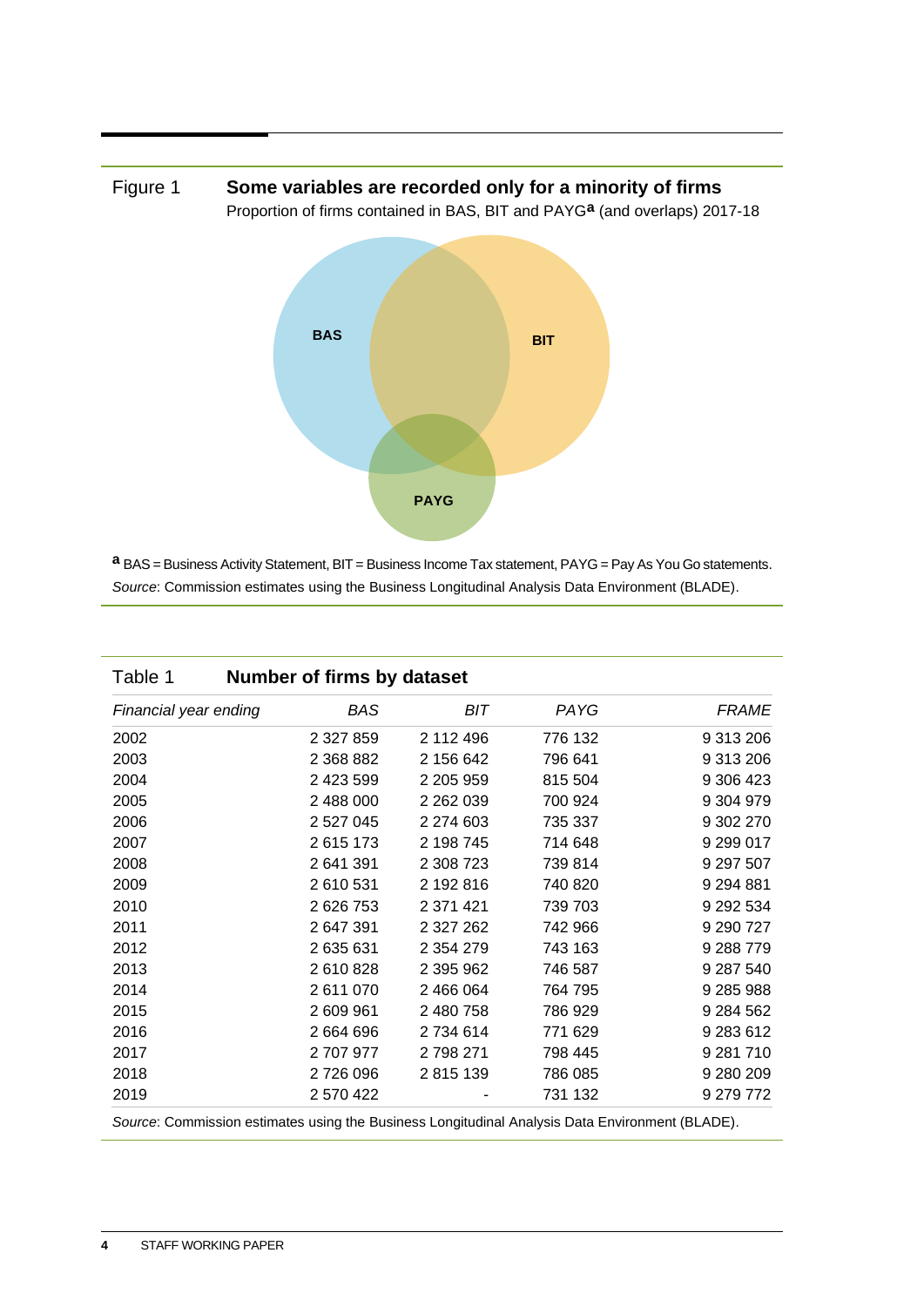Figure 1 **Some variables are recorded only for a minority of firms**

Proportion of firms contained in BAS, BIT and PAYG[a] (and overlaps) 2017-18

BAS

BIT

PAYG

[a] BAS = Business Activity Statement, BIT = Business Income Tax statement, PAYG = Pay As You Go statements.

*Source*: Commission estimates using the Business Longitudinal Analysis Data Environment (BLADE).

Table 1 **Number of firms by dataset**

| *Financial year ending* | *BAS* | *BIT* | *PAYG* | *FRAME* |
|---|---|---|---|---|
| 2002 | 2 327 859 | 2 112 496 | 776 132 | 9 313 206 |
| 2003 | 2 368 882 | 2 156 642 | 796 641 | 9 313 206 |
| 2004 | 2 423 599 | 2 205 959 | 815 504 | 9 306 423 |
| 2005 | 2 488 000 | 2 262 039 | 700 924 | 9 304 979 |
| 2006 | 2 527 045 | 2 274 603 | 735 337 | 9 302 270 |
| 2007 | 2 615 173 | 2 198 745 | 714 648 | 9 299 017 |
| 2008 | 2 641 391 | 2 308 723 | 739 814 | 9 297 507 |
| 2009 | 2 610 531 | 2 192 816 | 740 820 | 9 294 881 |
| 2010 | 2 626 753 | 2 371 421 | 739 703 | 9 292 534 |
| 2011 | 2 647 391 | 2 327 262 | 742 966 | 9 290 727 |
| 2012 | 2 635 631 | 2 354 279 | 743 163 | 9 288 779 |
| 2013 | 2 610 828 | 2 395 962 | 746 587 | 9 287 540 |
| 2014 | 2 611 070 | 2 466 064 | 764 795 | 9 285 988 |
| 2015 | 2 609 961 | 2 480 758 | 786 929 | 9 284 562 |
| 2016 | 2 664 696 | 2 734 614 | 771 629 | 9 283 612 |
| 2017 | 2 707 977 | 2 798 271 | 798 445 | 9 281 710 |
| 2018 | 2 726 096 | 2 815 139 | 786 085 | 9 280 209 |
| 2019 | 2 570 422 | - | 731 132 | 9 279 772 |

*Source*: Commission estimates using the Business Longitudinal Analysis Data Environment (BLADE).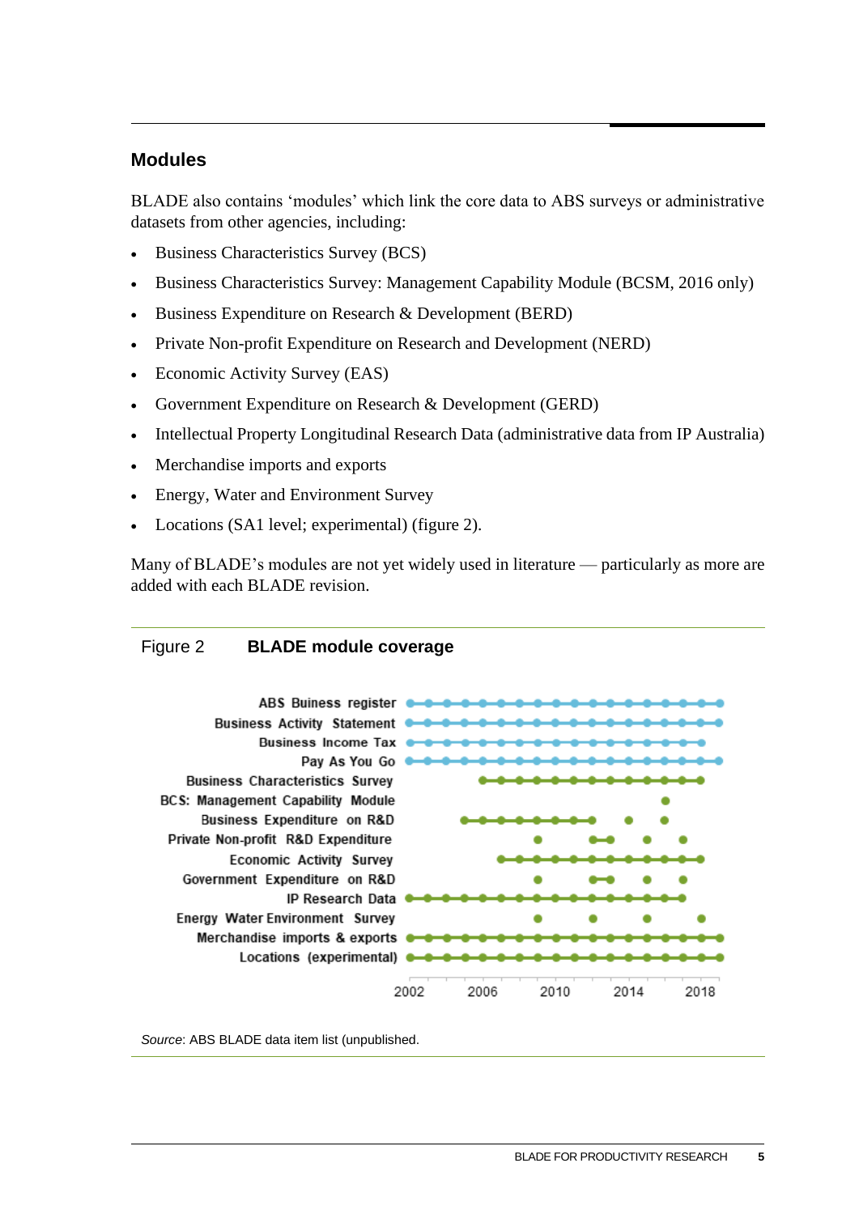## Modules

BLADE also contains 'modules' which link the core data to ABS surveys or administrative datasets from other agencies, including:

- Business Characteristics Survey (BCS)
- Business Characteristics Survey: Management Capability Module (BCSM, 2016 only)
- Business Expenditure on Research & Development (BERD)
- Private Non-profit Expenditure on Research and Development (NERD)
- Economic Activity Survey (EAS)
- Government Expenditure on Research & Development (GERD)
- Intellectual Property Longitudinal Research Data (administrative data from IP Australia)
- Merchandise imports and exports
- Energy, Water and Environment Survey
- Locations (SA1 level; experimental) (figure 2).

Many of BLADE's modules are not yet widely used in literature — particularly as more are added with each BLADE revision.

Figure 2 **BLADE module coverage**

*Source*: ABS BLADE data item list (unpublished).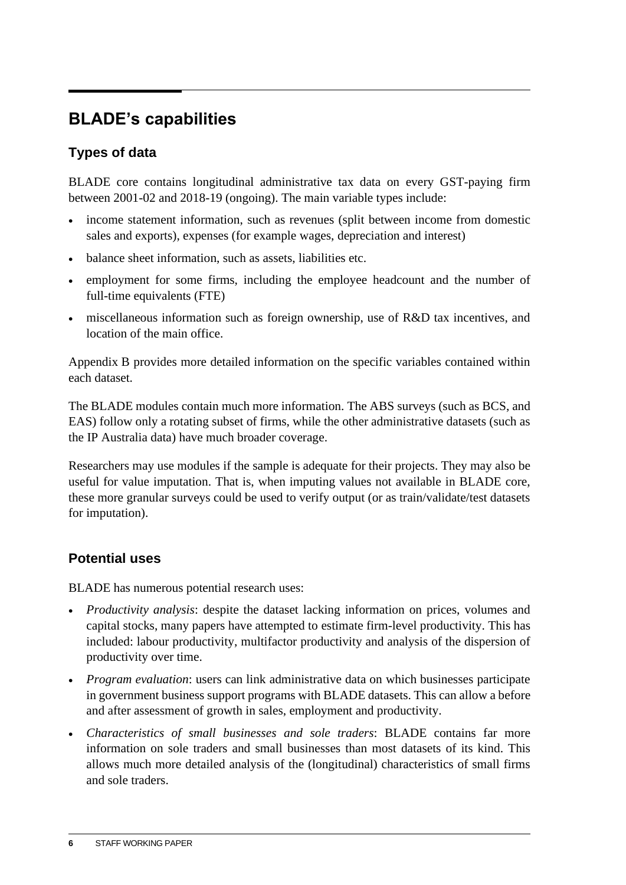# BLADE's capabilities

## Types of data

BLADE core contains longitudinal administrative tax data on every GST-paying firm between 2001-02 and 2018-19 (ongoing). The main variable types include:

- income statement information, such as revenues (split between income from domestic sales and exports), expenses (for example wages, depreciation and interest)
- balance sheet information, such as assets, liabilities etc.
- employment for some firms, including the employee headcount and the number of full-time equivalents (FTE)
- miscellaneous information such as foreign ownership, use of R&D tax incentives, and location of the main office.

Appendix B provides more detailed information on the specific variables contained within each dataset.

The BLADE modules contain much more information. The ABS surveys (such as BCS, and EAS) follow only a rotating subset of firms, while the other administrative datasets (such as the IP Australia data) have much broader coverage.

Researchers may use modules if the sample is adequate for their projects. They may also be useful for value imputation. That is, when imputing values not available in BLADE core, these more granular surveys could be used to verify output (or as train/validate/test datasets for imputation).

## Potential uses

BLADE has numerous potential research uses:

- *Productivity analysis*: despite the dataset lacking information on prices, volumes and capital stocks, many papers have attempted to estimate firm-level productivity. This has included: labour productivity, multifactor productivity and analysis of the dispersion of productivity over time.
- *Program evaluation*: users can link administrative data on which businesses participate in government business support programs with BLADE datasets. This can allow a before and after assessment of growth in sales, employment and productivity.
- *Characteristics of small businesses and sole traders*: BLADE contains far more information on sole traders and small businesses than most datasets of its kind. This allows much more detailed analysis of the (longitudinal) characteristics of small firms and sole traders.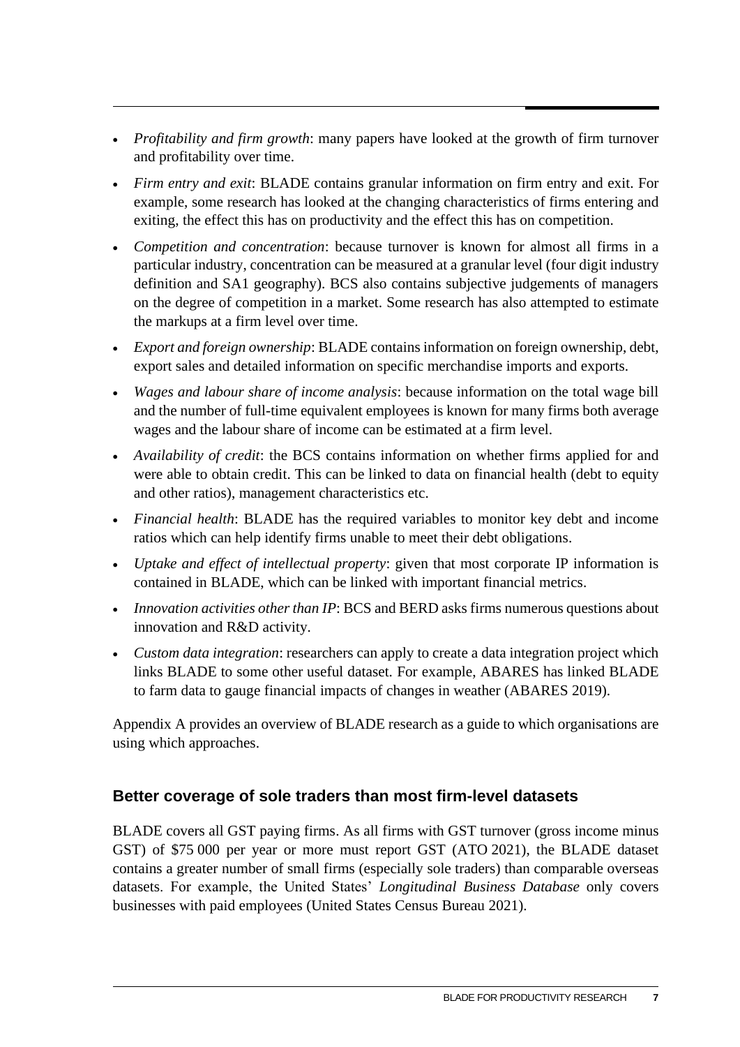- *Profitability and firm growth*: many papers have looked at the growth of firm turnover and profitability over time.
- *Firm entry and exit*: BLADE contains granular information on firm entry and exit. For example, some research has looked at the changing characteristics of firms entering and exiting, the effect this has on productivity and the effect this has on competition.
- *Competition and concentration*: because turnover is known for almost all firms in a particular industry, concentration can be measured at a granular level (four digit industry definition and SA1 geography). BCS also contains subjective judgements of managers on the degree of competition in a market. Some research has also attempted to estimate the markups at a firm level over time.
- *Export and foreign ownership*: BLADE contains information on foreign ownership, debt, export sales and detailed information on specific merchandise imports and exports.
- *Wages and labour share of income analysis*: because information on the total wage bill and the number of full-time equivalent employees is known for many firms both average wages and the labour share of income can be estimated at a firm level.
- *Availability of credit*: the BCS contains information on whether firms applied for and were able to obtain credit. This can be linked to data on financial health (debt to equity and other ratios), management characteristics etc.
- *Financial health*: BLADE has the required variables to monitor key debt and income ratios which can help identify firms unable to meet their debt obligations.
- *Uptake and effect of intellectual property*: given that most corporate IP information is contained in BLADE, which can be linked with important financial metrics.
- *Innovation activities other than IP*: BCS and BERD asks firms numerous questions about innovation and R&D activity.
- *Custom data integration*: researchers can apply to create a data integration project which links BLADE to some other useful dataset. For example, ABARES has linked BLADE to farm data to gauge financial impacts of changes in weather (ABARES 2019).

Appendix A provides an overview of BLADE research as a guide to which organisations are using which approaches.

### Better coverage of sole traders than most firm-level datasets

BLADE covers all GST paying firms. As all firms with GST turnover (gross income minus GST) of $75 000 per year or more must report GST (ATO 2021), the BLADE dataset contains a greater number of small firms (especially sole traders) than comparable overseas datasets. For example, the United States' *Longitudinal Business Database* only covers businesses with paid employees (United States Census Bureau 2021).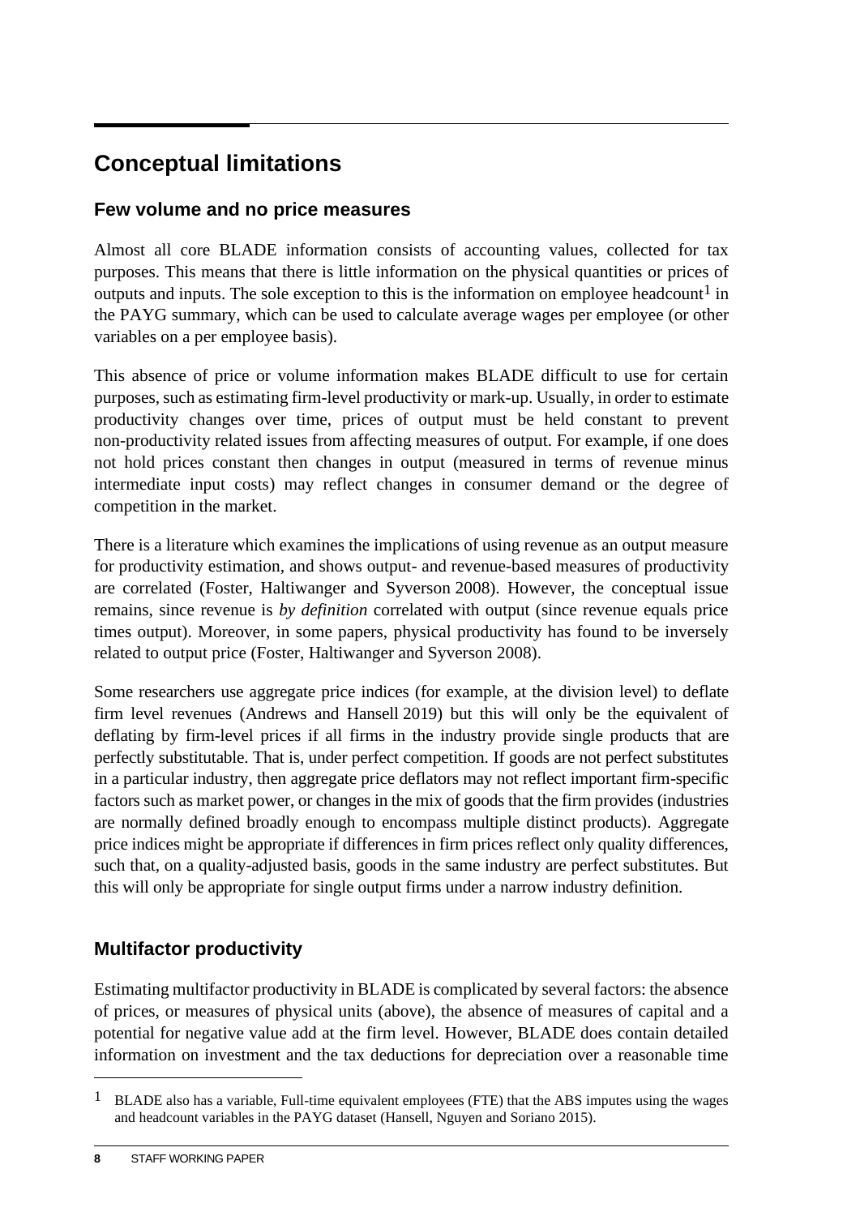# Conceptual limitations

## Few volume and no price measures

Almost all core BLADE information consists of accounting values, collected for tax purposes. This means that there is little information on the physical quantities or prices of outputs and inputs. The sole exception to this is the information on employee headcount[1] in the PAYG summary, which can be used to calculate average wages per employee (or other variables on a per employee basis).

This absence of price or volume information makes BLADE difficult to use for certain purposes, such as estimating firm-level productivity or mark-up. Usually, in order to estimate productivity changes over time, prices of output must be held constant to prevent non-productivity related issues from affecting measures of output. For example, if one does not hold prices constant then changes in output (measured in terms of revenue minus intermediate input costs) may reflect changes in consumer demand or the degree of competition in the market.

There is a literature which examines the implications of using revenue as an output measure for productivity estimation, and shows output- and revenue-based measures of productivity are correlated (Foster, Haltiwanger and Syverson 2008). However, the conceptual issue remains, since revenue is *by definition* correlated with output (since revenue equals price times output). Moreover, in some papers, physical productivity has found to be inversely related to output price (Foster, Haltiwanger and Syverson 2008).

Some researchers use aggregate price indices (for example, at the division level) to deflate firm level revenues (Andrews and Hansell 2019) but this will only be the equivalent of deflating by firm-level prices if all firms in the industry provide single products that are perfectly substitutable. That is, under perfect competition. If goods are not perfect substitutes in a particular industry, then aggregate price deflators may not reflect important firm-specific factors such as market power, or changes in the mix of goods that the firm provides (industries are normally defined broadly enough to encompass multiple distinct products). Aggregate price indices might be appropriate if differences in firm prices reflect only quality differences, such that, on a quality-adjusted basis, goods in the same industry are perfect substitutes. But this will only be appropriate for single output firms under a narrow industry definition.

## Multifactor productivity

Estimating multifactor productivity in BLADE is complicated by several factors: the absence of prices, or measures of physical units (above), the absence of measures of capital and a potential for negative value add at the firm level. However, BLADE does contain detailed information on investment and the tax deductions for depreciation over a reasonable time

---

[1] BLADE also has a variable, Full-time equivalent employees (FTE) that the ABS imputes using the wages and headcount variables in the PAYG dataset (Hansell, Nguyen and Soriano 2015).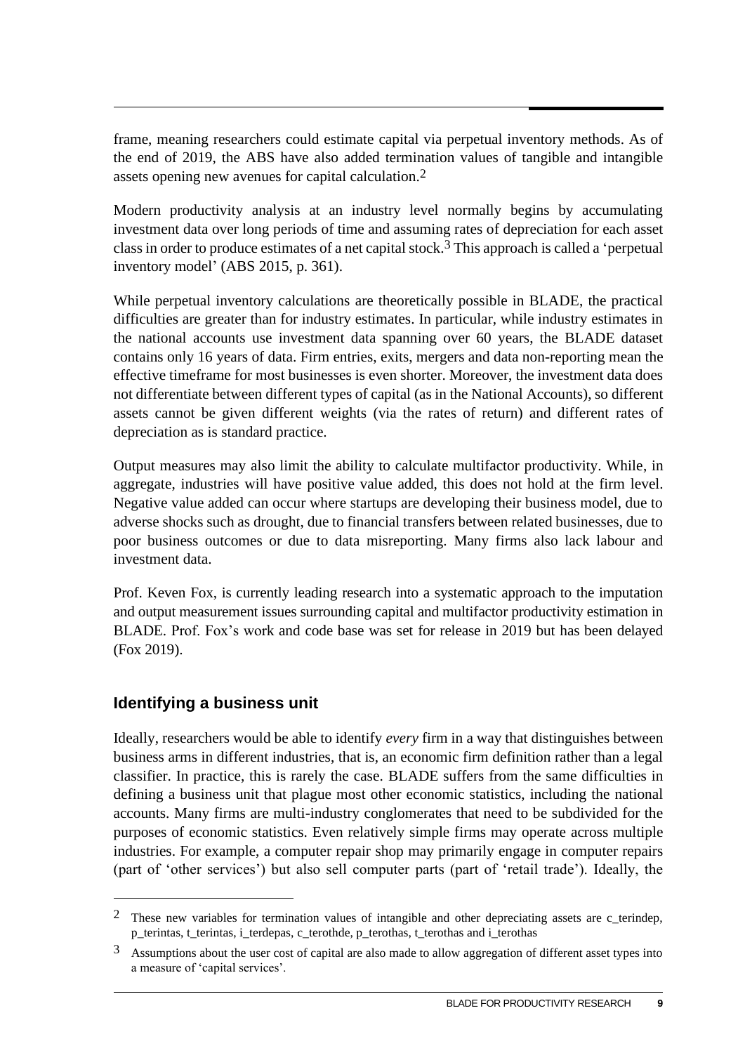frame, meaning researchers could estimate capital via perpetual inventory methods. As of the end of 2019, the ABS have also added termination values of tangible and intangible assets opening new avenues for capital calculation.[2]

Modern productivity analysis at an industry level normally begins by accumulating investment data over long periods of time and assuming rates of depreciation for each asset class in order to produce estimates of a net capital stock.[3] This approach is called a 'perpetual inventory model' (ABS 2015, p. 361).

While perpetual inventory calculations are theoretically possible in BLADE, the practical difficulties are greater than for industry estimates. In particular, while industry estimates in the national accounts use investment data spanning over 60 years, the BLADE dataset contains only 16 years of data. Firm entries, exits, mergers and data non-reporting mean the effective timeframe for most businesses is even shorter. Moreover, the investment data does not differentiate between different types of capital (as in the National Accounts), so different assets cannot be given different weights (via the rates of return) and different rates of depreciation as is standard practice.

Output measures may also limit the ability to calculate multifactor productivity. While, in aggregate, industries will have positive value added, this does not hold at the firm level. Negative value added can occur where startups are developing their business model, due to adverse shocks such as drought, due to financial transfers between related businesses, due to poor business outcomes or due to data misreporting. Many firms also lack labour and investment data.

Prof. Keven Fox, is currently leading research into a systematic approach to the imputation and output measurement issues surrounding capital and multifactor productivity estimation in BLADE. Prof. Fox's work and code base was set for release in 2019 but has been delayed (Fox 2019).

## Identifying a business unit

Ideally, researchers would be able to identify *every* firm in a way that distinguishes between business arms in different industries, that is, an economic firm definition rather than a legal classifier. In practice, this is rarely the case. BLADE suffers from the same difficulties in defining a business unit that plague most other economic statistics, including the national accounts. Many firms are multi-industry conglomerates that need to be subdivided for the purposes of economic statistics. Even relatively simple firms may operate across multiple industries. For example, a computer repair shop may primarily engage in computer repairs (part of 'other services') but also sell computer parts (part of 'retail trade'). Ideally, the

---

[2] These new variables for termination values of intangible and other depreciating assets are c_terindep, p_terintas, t_terintas, i_terdepas, c_terothde, p_terothas, t_terothas and i_terothas

[3] Assumptions about the user cost of capital are also made to allow aggregation of different asset types into a measure of 'capital services'.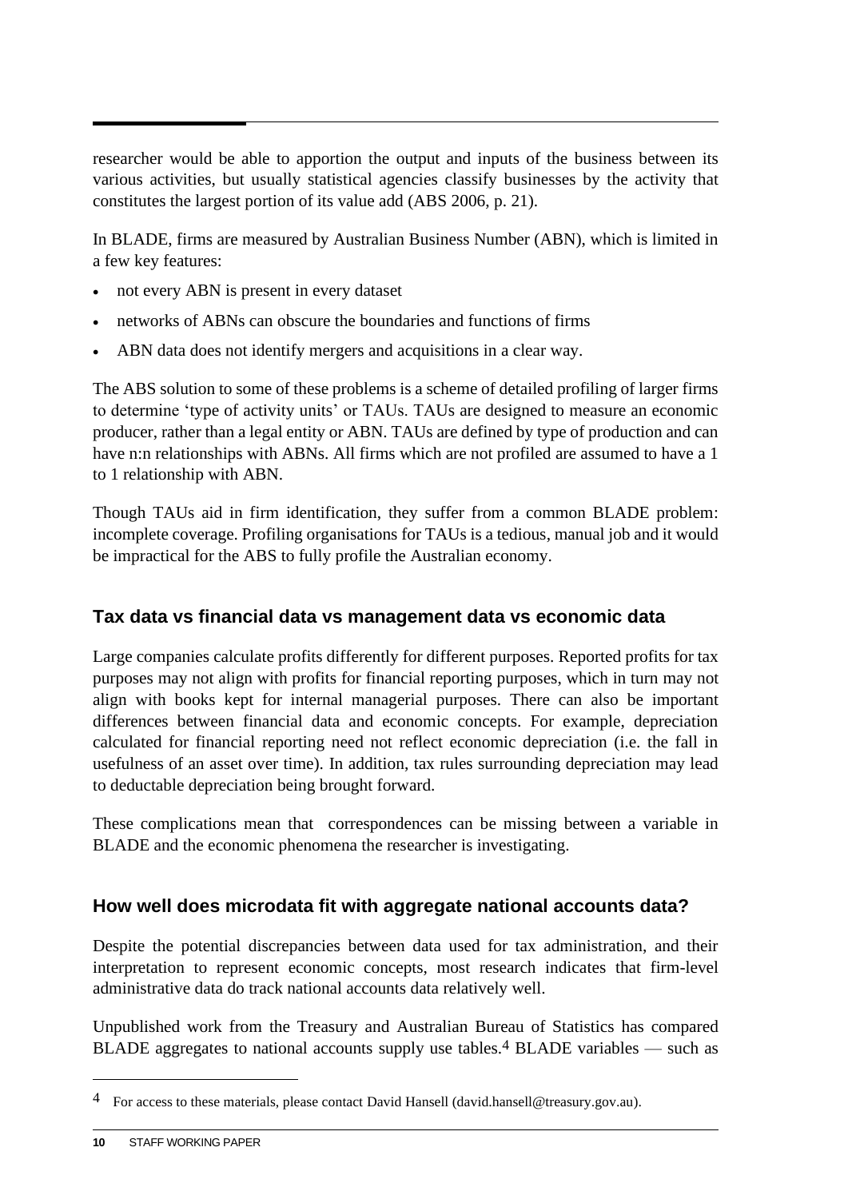researcher would be able to apportion the output and inputs of the business between its various activities, but usually statistical agencies classify businesses by the activity that constitutes the largest portion of its value add (ABS 2006, p. 21).

In BLADE, firms are measured by Australian Business Number (ABN), which is limited in a few key features:

- not every ABN is present in every dataset
- networks of ABNs can obscure the boundaries and functions of firms
- ABN data does not identify mergers and acquisitions in a clear way.

The ABS solution to some of these problems is a scheme of detailed profiling of larger firms to determine 'type of activity units' or TAUs. TAUs are designed to measure an economic producer, rather than a legal entity or ABN. TAUs are defined by type of production and can have n:n relationships with ABNs. All firms which are not profiled are assumed to have a 1 to 1 relationship with ABN.

Though TAUs aid in firm identification, they suffer from a common BLADE problem: incomplete coverage. Profiling organisations for TAUs is a tedious, manual job and it would be impractical for the ABS to fully profile the Australian economy.

### Tax data vs financial data vs management data vs economic data

Large companies calculate profits differently for different purposes. Reported profits for tax purposes may not align with profits for financial reporting purposes, which in turn may not align with books kept for internal managerial purposes. There can also be important differences between financial data and economic concepts. For example, depreciation calculated for financial reporting need not reflect economic depreciation (i.e. the fall in usefulness of an asset over time). In addition, tax rules surrounding depreciation may lead to deductable depreciation being brought forward.

These complications mean that correspondences can be missing between a variable in BLADE and the economic phenomena the researcher is investigating.

### How well does microdata fit with aggregate national accounts data?

Despite the potential discrepancies between data used for tax administration, and their interpretation to represent economic concepts, most research indicates that firm-level administrative data do track national accounts data relatively well.

Unpublished work from the Treasury and Australian Bureau of Statistics has compared BLADE aggregates to national accounts supply use tables.[4] BLADE variables — such as

[4] For access to these materials, please contact David Hansell (david.hansell@treasury.gov.au).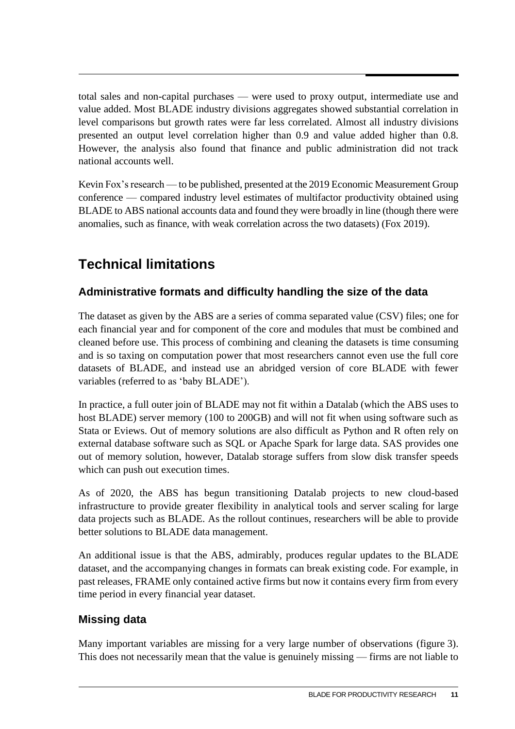total sales and non-capital purchases — were used to proxy output, intermediate use and value added. Most BLADE industry divisions aggregates showed substantial correlation in level comparisons but growth rates were far less correlated. Almost all industry divisions presented an output level correlation higher than 0.9 and value added higher than 0.8. However, the analysis also found that finance and public administration did not track national accounts well.

Kevin Fox's research — to be published, presented at the 2019 Economic Measurement Group conference — compared industry level estimates of multifactor productivity obtained using BLADE to ABS national accounts data and found they were broadly in line (though there were anomalies, such as finance, with weak correlation across the two datasets) (Fox 2019).

## Technical limitations

### Administrative formats and difficulty handling the size of the data

The dataset as given by the ABS are a series of comma separated value (CSV) files; one for each financial year and for component of the core and modules that must be combined and cleaned before use. This process of combining and cleaning the datasets is time consuming and is so taxing on computation power that most researchers cannot even use the full core datasets of BLADE, and instead use an abridged version of core BLADE with fewer variables (referred to as 'baby BLADE').

In practice, a full outer join of BLADE may not fit within a Datalab (which the ABS uses to host BLADE) server memory (100 to 200GB) and will not fit when using software such as Stata or Eviews. Out of memory solutions are also difficult as Python and R often rely on external database software such as SQL or Apache Spark for large data. SAS provides one out of memory solution, however, Datalab storage suffers from slow disk transfer speeds which can push out execution times.

As of 2020, the ABS has begun transitioning Datalab projects to new cloud-based infrastructure to provide greater flexibility in analytical tools and server scaling for large data projects such as BLADE. As the rollout continues, researchers will be able to provide better solutions to BLADE data management.

An additional issue is that the ABS, admirably, produces regular updates to the BLADE dataset, and the accompanying changes in formats can break existing code. For example, in past releases, FRAME only contained active firms but now it contains every firm from every time period in every financial year dataset.

### Missing data

Many important variables are missing for a very large number of observations (figure 3). This does not necessarily mean that the value is genuinely missing — firms are not liable to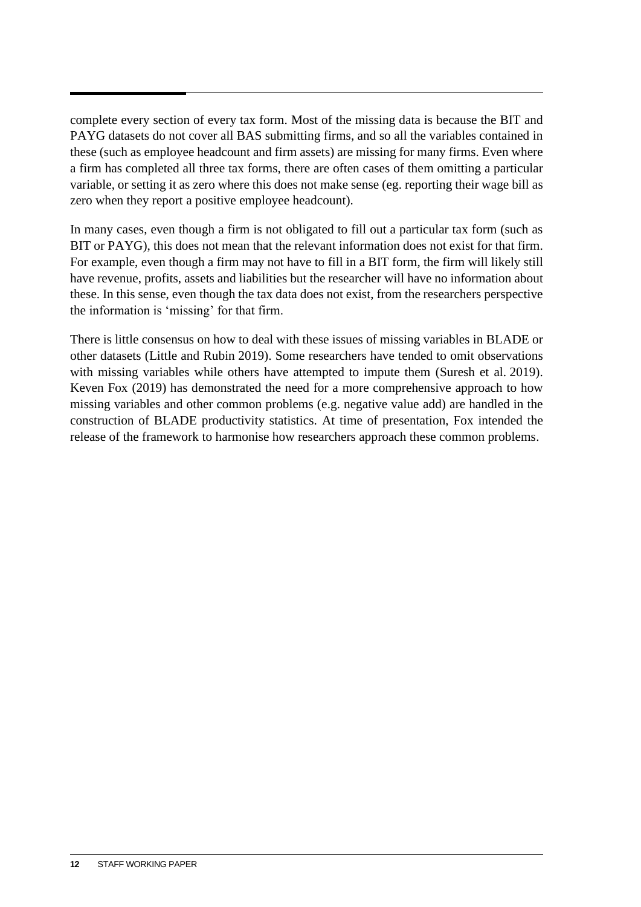complete every section of every tax form. Most of the missing data is because the BIT and PAYG datasets do not cover all BAS submitting firms, and so all the variables contained in these (such as employee headcount and firm assets) are missing for many firms. Even where a firm has completed all three tax forms, there are often cases of them omitting a particular variable, or setting it as zero where this does not make sense (eg. reporting their wage bill as zero when they report a positive employee headcount).

In many cases, even though a firm is not obligated to fill out a particular tax form (such as BIT or PAYG), this does not mean that the relevant information does not exist for that firm. For example, even though a firm may not have to fill in a BIT form, the firm will likely still have revenue, profits, assets and liabilities but the researcher will have no information about these. In this sense, even though the tax data does not exist, from the researchers perspective the information is 'missing' for that firm.

There is little consensus on how to deal with these issues of missing variables in BLADE or other datasets (Little and Rubin 2019). Some researchers have tended to omit observations with missing variables while others have attempted to impute them (Suresh et al. 2019). Keven Fox (2019) has demonstrated the need for a more comprehensive approach to how missing variables and other common problems (e.g. negative value add) are handled in the construction of BLADE productivity statistics. At time of presentation, Fox intended the release of the framework to harmonise how researchers approach these common problems.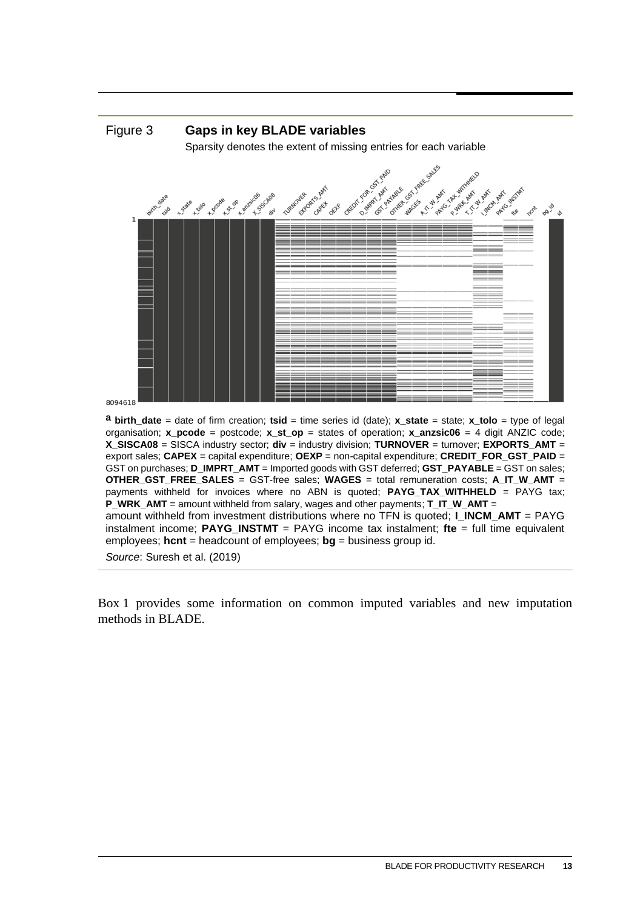Figure 3 **Gaps in key BLADE variables**

Sparsity denotes the extent of missing entries for each variable

[a] **birth_date** = date of firm creation; **tsid** = time series id (date); **x_state** = state; **x_tolo** = type of legal organisation; **x_pcode** = postcode; **x_st_op** = states of operation; **x_anzsic06** = 4 digit ANZIC code; **X_SISCA08** = SISCA industry sector; **div** = industry division; **TURNOVER** = turnover; **EXPORTS_AMT** = export sales; **CAPEX** = capital expenditure; **OEXP** = non-capital expenditure; **CREDIT_FOR_GST_PAID** = GST on purchases; **D_IMPRT_AMT** = Imported goods with GST deferred; **GST_PAYABLE** = GST on sales; **OTHER_GST_FREE_SALES** = GST-free sales; **WAGES** = total remuneration costs; **A_IT_W_AMT** = payments withheld for invoices where no ABN is quoted; **PAYG_TAX_WITHHELD** = PAYG tax; **P_WRK_AMT** = amount withheld from salary, wages and other payments; **T_IT_W_AMT** = amount withheld from investment distributions where no TFN is quoted; **I_INCM_AMT** = PAYG instalment income; **PAYG_INSTMT** = PAYG income tax instalment; **fte** = full time equivalent employees; **hcnt** = headcount of employees; **bg** = business group id.

*Source*: Suresh et al. (2019)

Box 1 provides some information on common imputed variables and new imputation methods in BLADE.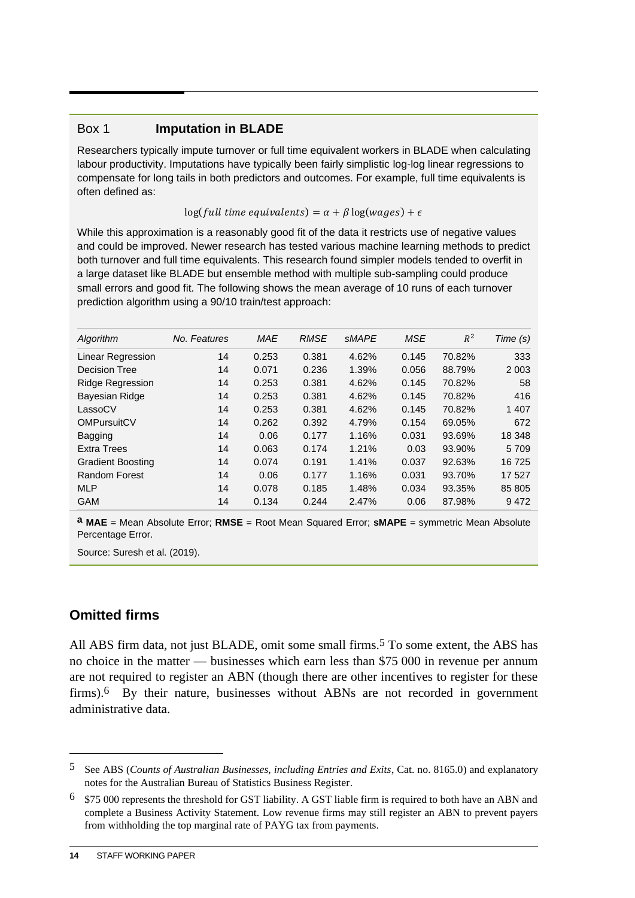## Box 1 Imputation in BLADE

Researchers typically impute turnover or full time equivalent workers in BLADE when calculating labour productivity. Imputations have typically been fairly simplistic log-log linear regressions to compensate for long tails in both predictors and outcomes. For example, full time equivalents is often defined as:

$$\log(\mathit{full\ time\ equivalents}) = \alpha + \beta \log(\mathit{wages}) + \epsilon$$

While this approximation is a reasonably good fit of the data it restricts use of negative values and could be improved. Newer research has tested various machine learning methods to predict both turnover and full time equivalents. This research found simpler models tended to overfit in a large dataset like BLADE but ensemble method with multiple sub-sampling could produce small errors and good fit. The following shows the mean average of 10 runs of each turnover prediction algorithm using a 90/10 train/test approach:

| *Algorithm* | *No. Features* | *MAE* | *RMSE* | *sMAPE* | *MSE* | $R^2$ | *Time (s)* |
|---|---|---|---|---|---|---|---|
| Linear Regression | 14 | 0.253 | 0.381 | 4.62% | 0.145 | 70.82% | 333 |
| Decision Tree | 14 | 0.071 | 0.236 | 1.39% | 0.056 | 88.79% | 2 003 |
| Ridge Regression | 14 | 0.253 | 0.381 | 4.62% | 0.145 | 70.82% | 58 |
| Bayesian Ridge | 14 | 0.253 | 0.381 | 4.62% | 0.145 | 70.82% | 416 |
| LassoCV | 14 | 0.253 | 0.381 | 4.62% | 0.145 | 70.82% | 1 407 |
| OMPursuitCV | 14 | 0.262 | 0.392 | 4.79% | 0.154 | 69.05% | 672 |
| Bagging | 14 | 0.06 | 0.177 | 1.16% | 0.031 | 93.69% | 18 348 |
| Extra Trees | 14 | 0.063 | 0.174 | 1.21% | 0.03 | 93.90% | 5 709 |
| Gradient Boosting | 14 | 0.074 | 0.191 | 1.41% | 0.037 | 92.63% | 16 725 |
| Random Forest | 14 | 0.06 | 0.177 | 1.16% | 0.031 | 93.70% | 17 527 |
| MLP | 14 | 0.078 | 0.185 | 1.48% | 0.034 | 93.35% | 85 805 |
| GAM | 14 | 0.134 | 0.244 | 2.47% | 0.06 | 87.98% | 9 472 |

[a] **MAE** = Mean Absolute Error; **RMSE** = Root Mean Squared Error; **sMAPE** = symmetric Mean Absolute Percentage Error.

Source: Suresh et al. (2019).

## Omitted firms

All ABS firm data, not just BLADE, omit some small firms.[5] To some extent, the ABS has no choice in the matter — businesses which earn less than $75 000 in revenue per annum are not required to register an ABN (though there are other incentives to register for these firms).[6] By their nature, businesses without ABNs are not recorded in government administrative data.

---

[5] See ABS (*Counts of Australian Businesses, including Entries and Exits*, Cat. no. 8165.0) and explanatory notes for the Australian Bureau of Statistics Business Register.

[6] $75 000 represents the threshold for GST liability. A GST liable firm is required to both have an ABN and complete a Business Activity Statement. Low revenue firms may still register an ABN to prevent payers from withholding the top marginal rate of PAYG tax from payments.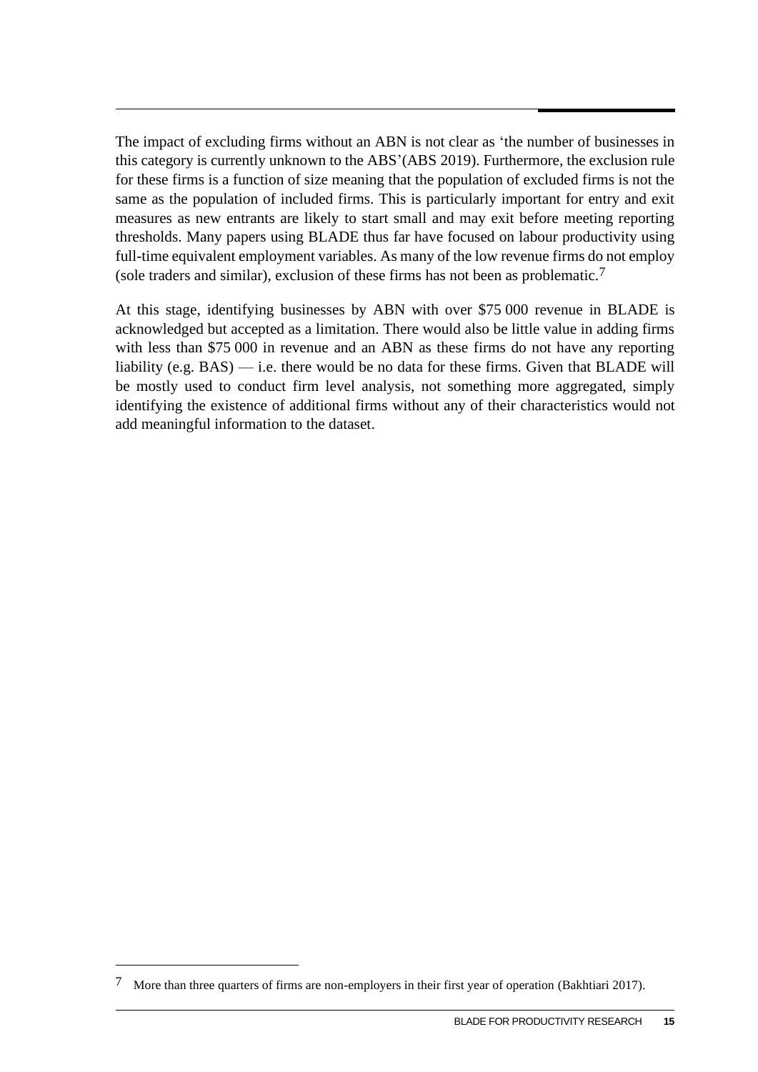The impact of excluding firms without an ABN is not clear as 'the number of businesses in this category is currently unknown to the ABS'(ABS 2019). Furthermore, the exclusion rule for these firms is a function of size meaning that the population of excluded firms is not the same as the population of included firms. This is particularly important for entry and exit measures as new entrants are likely to start small and may exit before meeting reporting thresholds. Many papers using BLADE thus far have focused on labour productivity using full-time equivalent employment variables. As many of the low revenue firms do not employ (sole traders and similar), exclusion of these firms has not been as problematic.[7]

At this stage, identifying businesses by ABN with over \$75 000 revenue in BLADE is acknowledged but accepted as a limitation. There would also be little value in adding firms with less than \$75 000 in revenue and an ABN as these firms do not have any reporting liability (e.g. BAS) — i.e. there would be no data for these firms. Given that BLADE will be mostly used to conduct firm level analysis, not something more aggregated, simply identifying the existence of additional firms without any of their characteristics would not add meaningful information to the dataset.

[7] More than three quarters of firms are non-employers in their first year of operation (Bakhtiari 2017).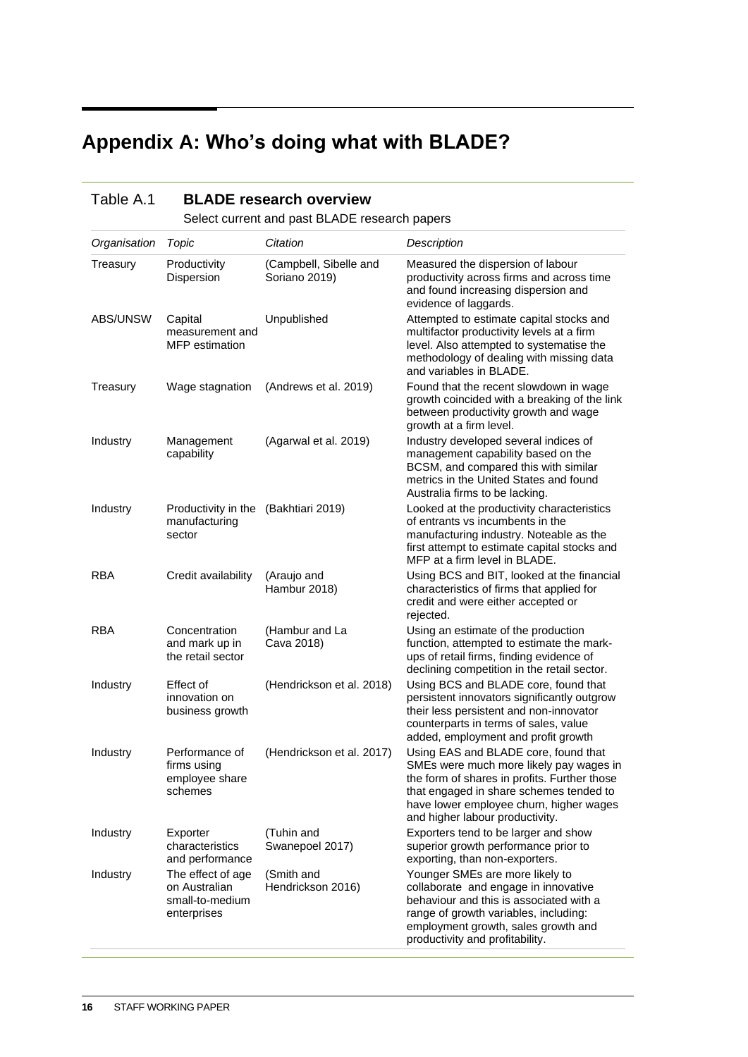# Appendix A: Who's doing what with BLADE?

Table A.1 **BLADE research overview**

Select current and past BLADE research papers

| *Organisation* | *Topic* | *Citation* | *Description* |
|---|---|---|---|
| Treasury | Productivity Dispersion | (Campbell, Sibelle and Soriano 2019) | Measured the dispersion of labour productivity across firms and across time and found increasing dispersion and evidence of laggards. |
| ABS/UNSW | Capital measurement and MFP estimation | Unpublished | Attempted to estimate capital stocks and multifactor productivity levels at a firm level. Also attempted to systematise the methodology of dealing with missing data and variables in BLADE. |
| Treasury | Wage stagnation | (Andrews et al. 2019) | Found that the recent slowdown in wage growth coincided with a breaking of the link between productivity growth and wage growth at a firm level. |
| Industry | Management capability | (Agarwal et al. 2019) | Industry developed several indices of management capability based on the BCSM, and compared this with similar metrics in the United States and found Australia firms to be lacking. |
| Industry | Productivity in the manufacturing sector | (Bakhtiari 2019) | Looked at the productivity characteristics of entrants vs incumbents in the manufacturing industry. Noteable as the first attempt to estimate capital stocks and MFP at a firm level in BLADE. |
| RBA | Credit availability | (Araujo and Hambur 2018) | Using BCS and BIT, looked at the financial characteristics of firms that applied for credit and were either accepted or rejected. |
| RBA | Concentration and mark up in the retail sector | (Hambur and La Cava 2018) | Using an estimate of the production function, attempted to estimate the mark-ups of retail firms, finding evidence of declining competition in the retail sector. |
| Industry | Effect of innovation on business growth | (Hendrickson et al. 2018) | Using BCS and BLADE core, found that persistent innovators significantly outgrow their less persistent and non-innovator counterparts in terms of sales, value added, employment and profit growth |
| Industry | Performance of firms using employee share schemes | (Hendrickson et al. 2017) | Using EAS and BLADE core, found that SMEs were much more likely pay wages in the form of shares in profits. Further those that engaged in share schemes tended to have lower employee churn, higher wages and higher labour productivity. |
| Industry | Exporter characteristics and performance | (Tuhin and Swanepoel 2017) | Exporters tend to be larger and show superior growth performance prior to exporting, than non-exporters. |
| Industry | The effect of age on Australian small-to-medium enterprises | (Smith and Hendrickson 2016) | Younger SMEs are more likely to collaborate and engage in innovative behaviour and this is associated with a range of growth variables, including: employment growth, sales growth and productivity and profitability. |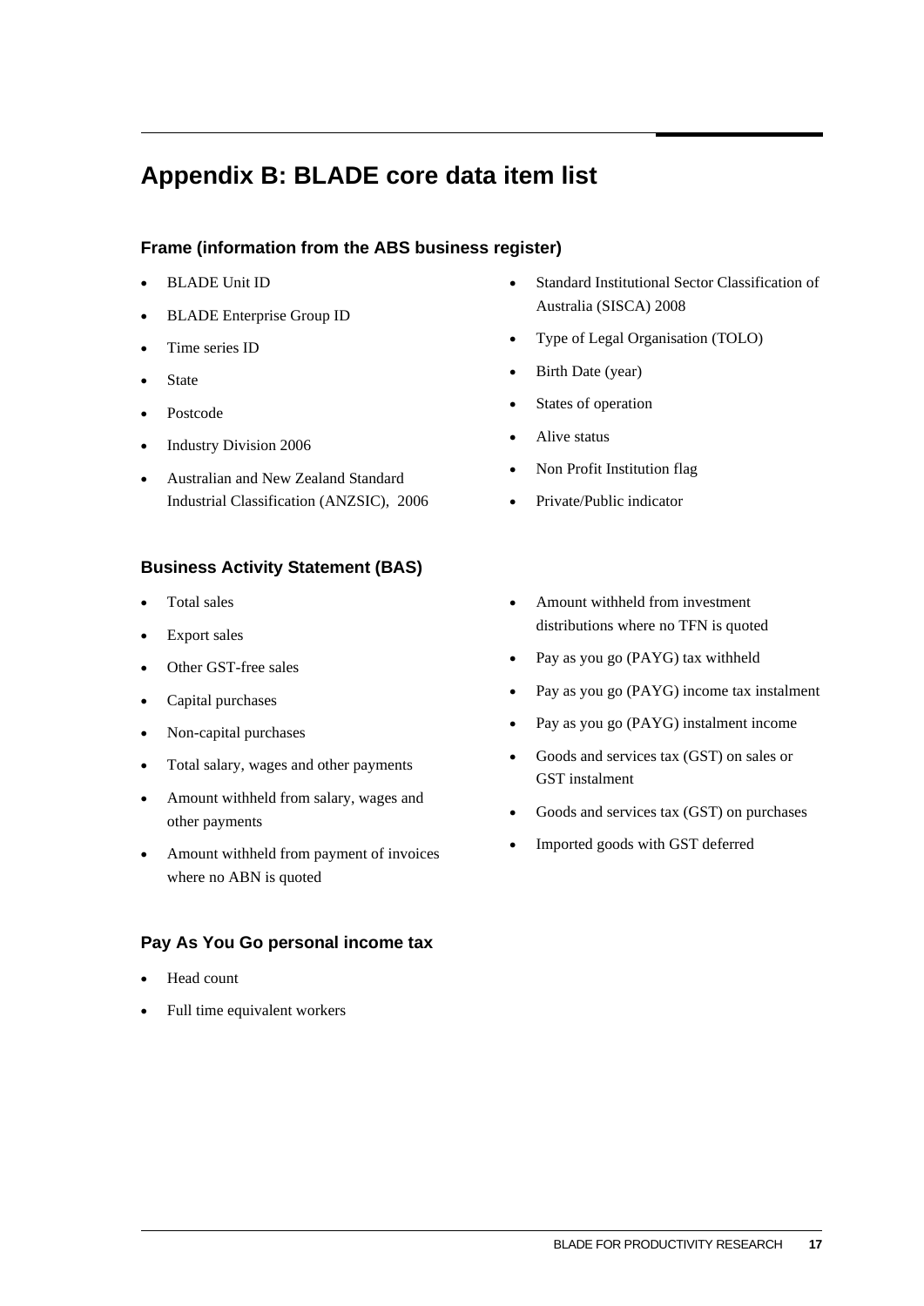# Appendix B: BLADE core data item list

### Frame (information from the ABS business register)

- BLADE Unit ID
- BLADE Enterprise Group ID
- Time series ID
- State
- Postcode
- Industry Division 2006
- Australian and New Zealand Standard Industrial Classification (ANZSIC), 2006
- Standard Institutional Sector Classification of Australia (SISCA) 2008
- Type of Legal Organisation (TOLO)
- Birth Date (year)
- States of operation
- Alive status
- Non Profit Institution flag
- Private/Public indicator

### Business Activity Statement (BAS)

- Total sales
- Export sales
- Other GST-free sales
- Capital purchases
- Non-capital purchases
- Total salary, wages and other payments
- Amount withheld from salary, wages and other payments
- Amount withheld from payment of invoices where no ABN is quoted
- Amount withheld from investment distributions where no TFN is quoted
- Pay as you go (PAYG) tax withheld
- Pay as you go (PAYG) income tax instalment
- Pay as you go (PAYG) instalment income
- Goods and services tax (GST) on sales or GST instalment
- Goods and services tax (GST) on purchases
- Imported goods with GST deferred

### Pay As You Go personal income tax

- Head count
- Full time equivalent workers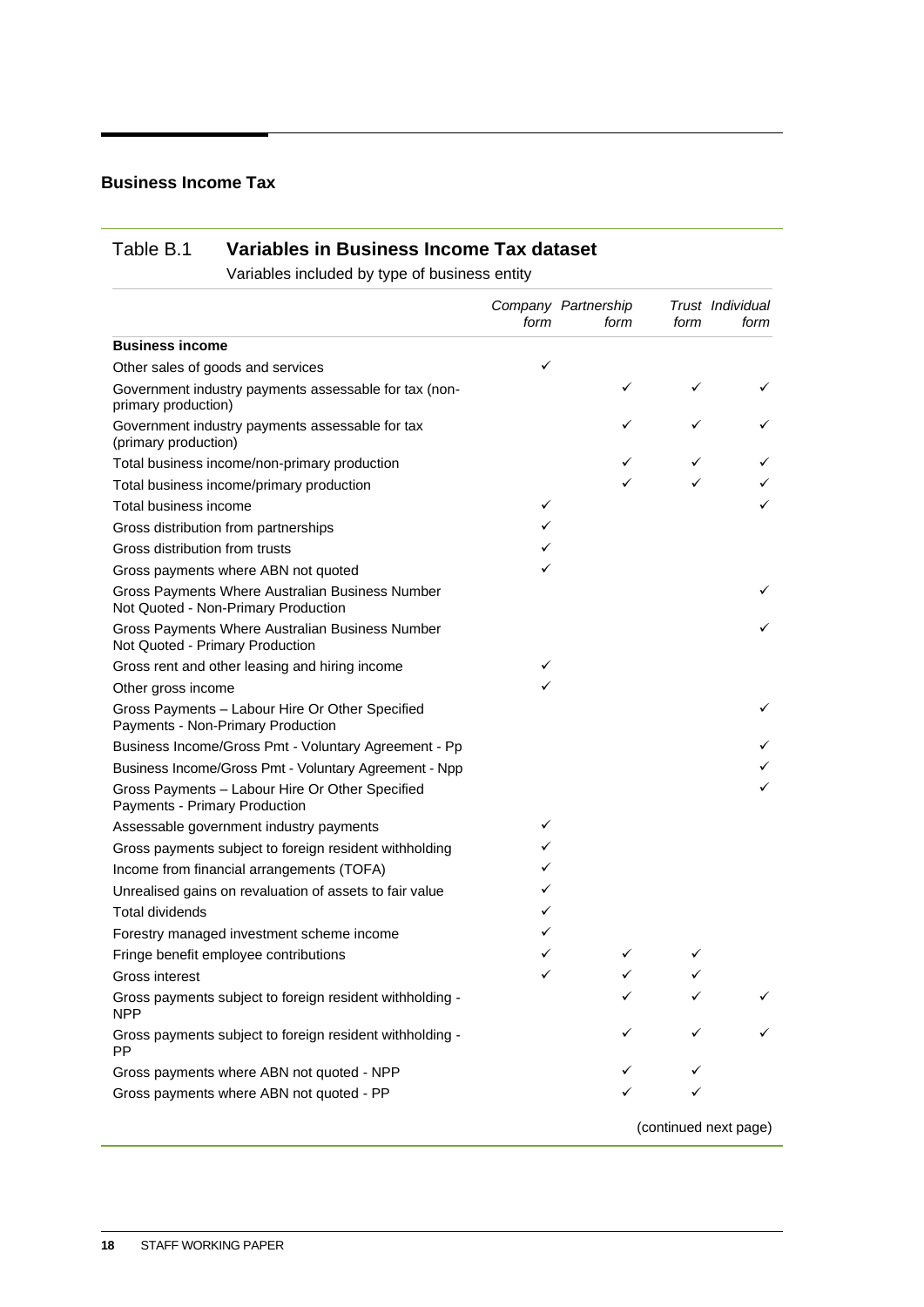## Business Income Tax

### Table B.1 Variables in Business Income Tax dataset

Variables included by type of business entity

| | *Company form* | *Partnership form* | *Trust form* | *Individual form* |
|---|---|---|---|---|
| **Business income** | | | | |
| Other sales of goods and services | ✓ | | | |
| Government industry payments assessable for tax (non-primary production) | | ✓ | ✓ | ✓ |
| Government industry payments assessable for tax (primary production) | | ✓ | ✓ | ✓ |
| Total business income/non-primary production | | ✓ | ✓ | ✓ |
| Total business income/primary production | | ✓ | ✓ | ✓ |
| Total business income | ✓ | | | ✓ |
| Gross distribution from partnerships | ✓ | | | |
| Gross distribution from trusts | ✓ | | | |
| Gross payments where ABN not quoted | ✓ | | | |
| Gross Payments Where Australian Business Number Not Quoted - Non-Primary Production | | | | ✓ |
| Gross Payments Where Australian Business Number Not Quoted - Primary Production | | | | ✓ |
| Gross rent and other leasing and hiring income | ✓ | | | |
| Other gross income | ✓ | | | |
| Gross Payments – Labour Hire Or Other Specified Payments - Non-Primary Production | | | | ✓ |
| Business Income/Gross Pmt - Voluntary Agreement - Pp | | | | ✓ |
| Business Income/Gross Pmt - Voluntary Agreement - Npp | | | | ✓ |
| Gross Payments – Labour Hire Or Other Specified Payments - Primary Production | | | | ✓ |
| Assessable government industry payments | ✓ | | | |
| Gross payments subject to foreign resident withholding | ✓ | | | |
| Income from financial arrangements (TOFA) | ✓ | | | |
| Unrealised gains on revaluation of assets to fair value | ✓ | | | |
| Total dividends | ✓ | | | |
| Forestry managed investment scheme income | ✓ | | | |
| Fringe benefit employee contributions | ✓ | ✓ | ✓ | |
| Gross interest | ✓ | ✓ | ✓ | |
| Gross payments subject to foreign resident withholding - NPP | | ✓ | ✓ | ✓ |
| Gross payments subject to foreign resident withholding - PP | | ✓ | ✓ | ✓ |
| Gross payments where ABN not quoted - NPP | | ✓ | ✓ | |
| Gross payments where ABN not quoted - PP | | ✓ | ✓ | |

(continued next page)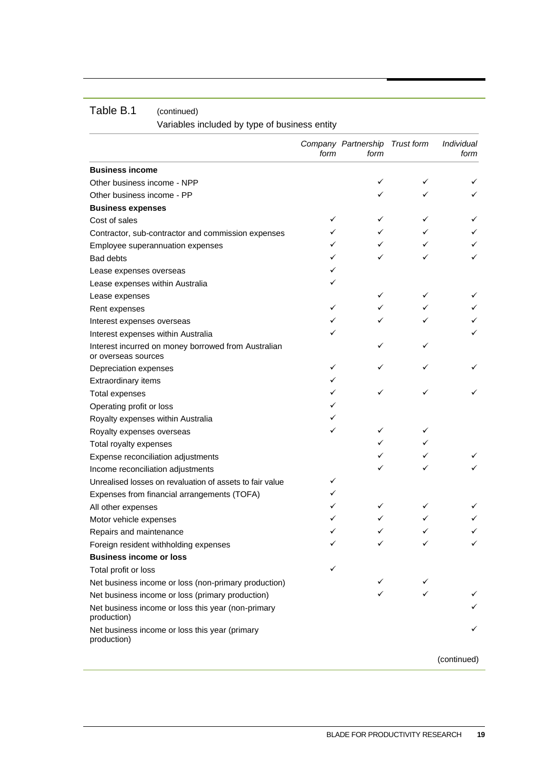Table B.1 (continued)
Variables included by type of business entity

| | *Company form* | *Partnership form* | *Trust form* | *Individual form* |
|---|---|---|---|---|
| **Business income** | | | | |
| Other business income - NPP | | ✓ | ✓ | ✓ |
| Other business income - PP | | ✓ | ✓ | ✓ |
| **Business expenses** | | | | |
| Cost of sales | ✓ | ✓ | ✓ | ✓ |
| Contractor, sub-contractor and commission expenses | ✓ | ✓ | ✓ | ✓ |
| Employee superannuation expenses | ✓ | ✓ | ✓ | ✓ |
| Bad debts | ✓ | ✓ | ✓ | ✓ |
| Lease expenses overseas | ✓ | | | |
| Lease expenses within Australia | ✓ | | | |
| Lease expenses | | ✓ | ✓ | ✓ |
| Rent expenses | ✓ | ✓ | ✓ | ✓ |
| Interest expenses overseas | ✓ | ✓ | ✓ | ✓ |
| Interest expenses within Australia | ✓ | | | ✓ |
| Interest incurred on money borrowed from Australian or overseas sources | | ✓ | ✓ | |
| Depreciation expenses | ✓ | ✓ | ✓ | ✓ |
| Extraordinary items | ✓ | | | |
| Total expenses | ✓ | ✓ | ✓ | ✓ |
| Operating profit or loss | ✓ | | | |
| Royalty expenses within Australia | ✓ | | | |
| Royalty expenses overseas | ✓ | ✓ | ✓ | |
| Total royalty expenses | | ✓ | ✓ | |
| Expense reconciliation adjustments | | ✓ | ✓ | ✓ |
| Income reconciliation adjustments | | ✓ | ✓ | ✓ |
| Unrealised losses on revaluation of assets to fair value | ✓ | | | |
| Expenses from financial arrangements (TOFA) | ✓ | | | |
| All other expenses | ✓ | ✓ | ✓ | ✓ |
| Motor vehicle expenses | ✓ | ✓ | ✓ | ✓ |
| Repairs and maintenance | ✓ | ✓ | ✓ | ✓ |
| Foreign resident withholding expenses | ✓ | ✓ | ✓ | ✓ |
| **Business income or loss** | | | | |
| Total profit or loss | ✓ | | | |
| Net business income or loss (non-primary production) | | ✓ | ✓ | |
| Net business income or loss (primary production) | | ✓ | ✓ | ✓ |
| Net business income or loss this year (non-primary production) | | | | ✓ |
| Net business income or loss this year (primary production) | | | | ✓ |

(continued)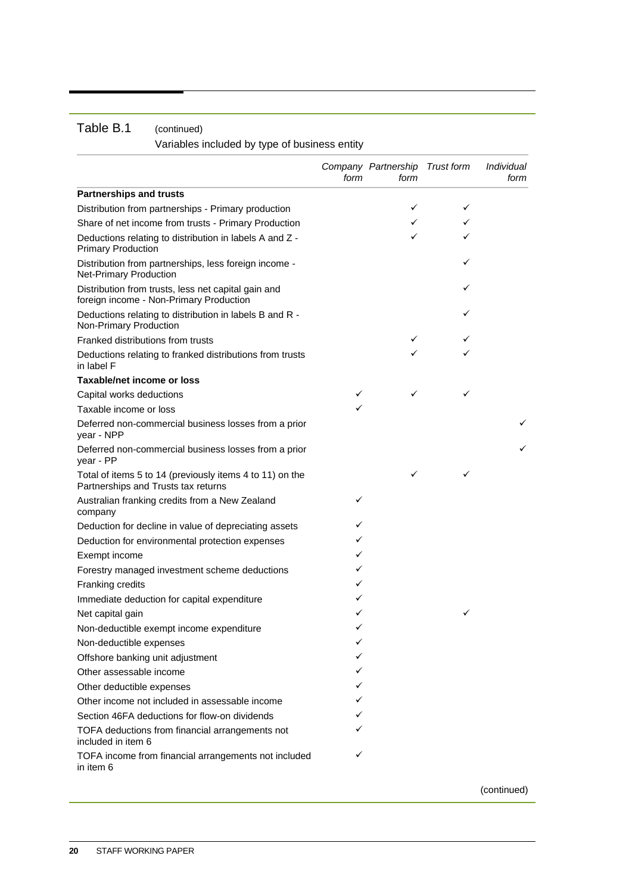Table B.1 (continued)

Variables included by type of business entity

| | *Company form* | *Partnership form* | *Trust form* | *Individual form* |
|---|---|---|---|---|
| **Partnerships and trusts** | | | | |
| Distribution from partnerships - Primary production | | ✓ | ✓ | |
| Share of net income from trusts - Primary Production | | ✓ | ✓ | |
| Deductions relating to distribution in labels A and Z - Primary Production | | ✓ | ✓ | |
| Distribution from partnerships, less foreign income - Net-Primary Production | | | ✓ | |
| Distribution from trusts, less net capital gain and foreign income - Non-Primary Production | | | ✓ | |
| Deductions relating to distribution in labels B and R - Non-Primary Production | | | ✓ | |
| Franked distributions from trusts | | ✓ | ✓ | |
| Deductions relating to franked distributions from trusts in label F | | ✓ | ✓ | |
| **Taxable/net income or loss** | | | | |
| Capital works deductions | ✓ | ✓ | ✓ | |
| Taxable income or loss | ✓ | | | |
| Deferred non-commercial business losses from a prior year - NPP | | | | ✓ |
| Deferred non-commercial business losses from a prior year - PP | | | | ✓ |
| Total of items 5 to 14 (previously items 4 to 11) on the Partnerships and Trusts tax returns | | ✓ | ✓ | |
| Australian franking credits from a New Zealand company | ✓ | | | |
| Deduction for decline in value of depreciating assets | ✓ | | | |
| Deduction for environmental protection expenses | ✓ | | | |
| Exempt income | ✓ | | | |
| Forestry managed investment scheme deductions | ✓ | | | |
| Franking credits | ✓ | | | |
| Immediate deduction for capital expenditure | ✓ | | | |
| Net capital gain | ✓ | | ✓ | |
| Non-deductible exempt income expenditure | ✓ | | | |
| Non-deductible expenses | ✓ | | | |
| Offshore banking unit adjustment | ✓ | | | |
| Other assessable income | ✓ | | | |
| Other deductible expenses | ✓ | | | |
| Other income not included in assessable income | ✓ | | | |
| Section 46FA deductions for flow-on dividends | ✓ | | | |
| TOFA deductions from financial arrangements not included in item 6 | ✓ | | | |
| TOFA income from financial arrangements not included in item 6 | ✓ | | | |

(continued)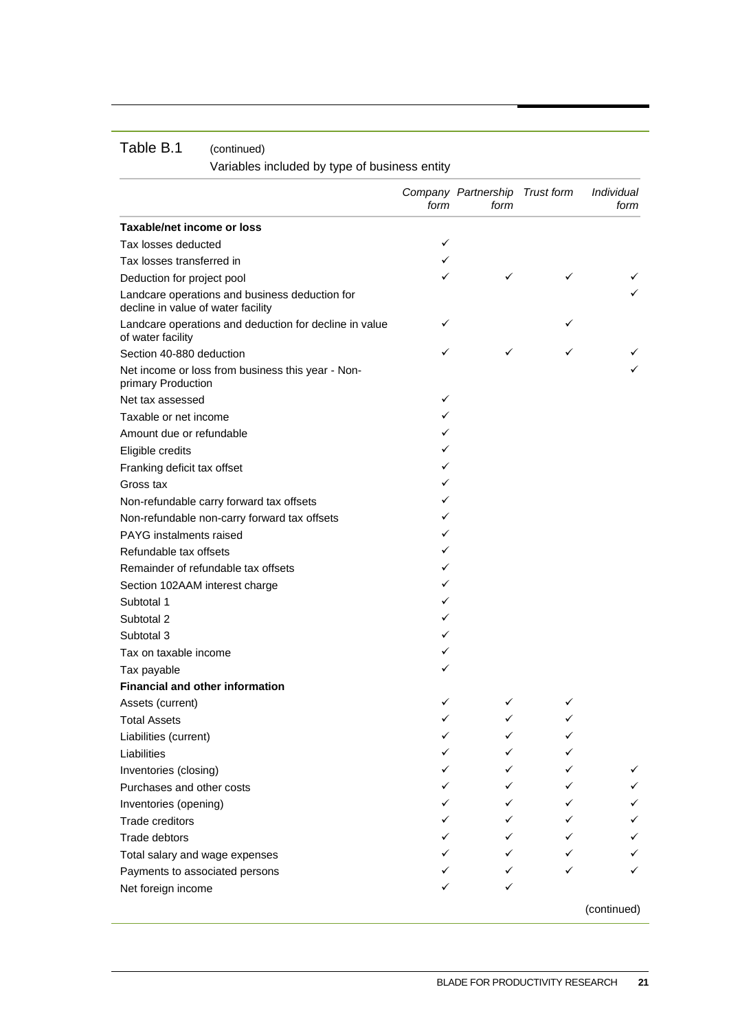Table B.1 (continued)

Variables included by type of business entity

| | *Company form* | *Partnership form* | *Trust form* | *Individual form* |
|---|---|---|---|---|
| **Taxable/net income or loss** | | | | |
| Tax losses deducted | ✓ | | | |
| Tax losses transferred in | ✓ | | | |
| Deduction for project pool | ✓ | ✓ | ✓ | ✓ |
| Landcare operations and business deduction for decline in value of water facility | | | | ✓ |
| Landcare operations and deduction for decline in value of water facility | ✓ | | ✓ | |
| Section 40-880 deduction | ✓ | ✓ | ✓ | ✓ |
| Net income or loss from business this year - Non-primary Production | | | | ✓ |
| Net tax assessed | ✓ | | | |
| Taxable or net income | ✓ | | | |
| Amount due or refundable | ✓ | | | |
| Eligible credits | ✓ | | | |
| Franking deficit tax offset | ✓ | | | |
| Gross tax | ✓ | | | |
| Non-refundable carry forward tax offsets | ✓ | | | |
| Non-refundable non-carry forward tax offsets | ✓ | | | |
| PAYG instalments raised | ✓ | | | |
| Refundable tax offsets | ✓ | | | |
| Remainder of refundable tax offsets | ✓ | | | |
| Section 102AAM interest charge | ✓ | | | |
| Subtotal 1 | ✓ | | | |
| Subtotal 2 | ✓ | | | |
| Subtotal 3 | ✓ | | | |
| Tax on taxable income | ✓ | | | |
| Tax payable | ✓ | | | |
| **Financial and other information** | | | | |
| Assets (current) | ✓ | ✓ | ✓ | |
| Total Assets | ✓ | ✓ | ✓ | |
| Liabilities (current) | ✓ | ✓ | ✓ | |
| Liabilities | ✓ | ✓ | ✓ | |
| Inventories (closing) | ✓ | ✓ | ✓ | ✓ |
| Purchases and other costs | ✓ | ✓ | ✓ | ✓ |
| Inventories (opening) | ✓ | ✓ | ✓ | ✓ |
| Trade creditors | ✓ | ✓ | ✓ | ✓ |
| Trade debtors | ✓ | ✓ | ✓ | ✓ |
| Total salary and wage expenses | ✓ | ✓ | ✓ | ✓ |
| Payments to associated persons | ✓ | ✓ | ✓ | ✓ |
| Net foreign income | ✓ | ✓ | | |

(continued)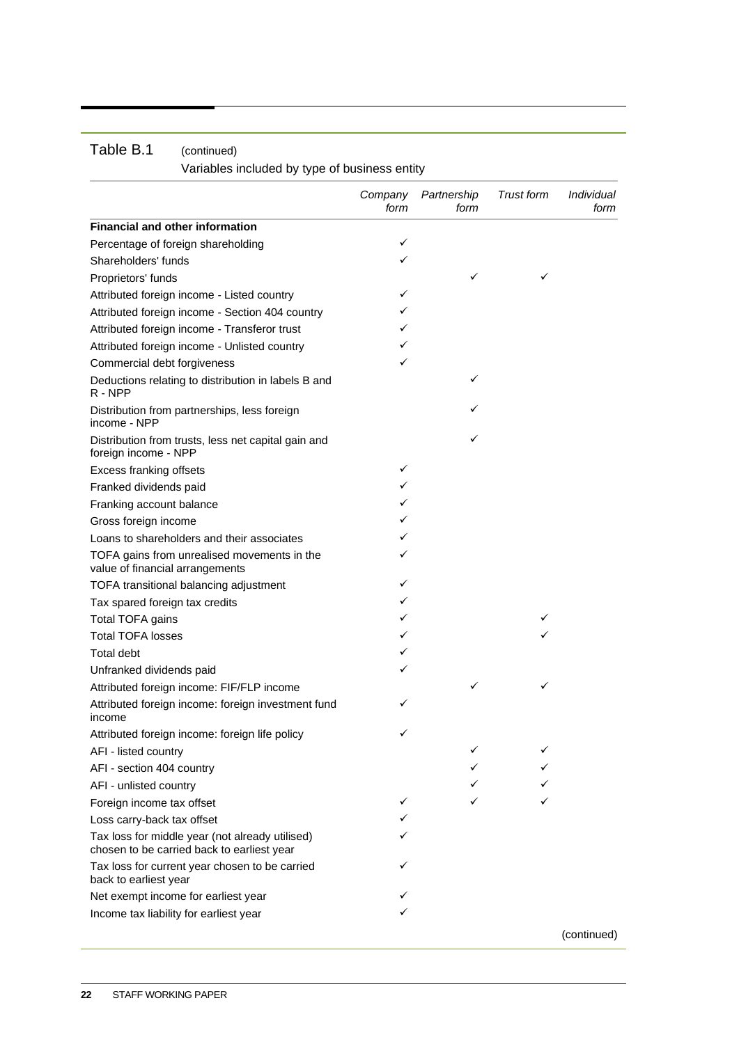Table B.1 (continued)
Variables included by type of business entity

| | *Company form* | *Partnership form* | *Trust form* | *Individual form* |
|---|---|---|---|---|
| **Financial and other information** | | | | |
| Percentage of foreign shareholding | ✓ | | | |
| Shareholders' funds | ✓ | | | |
| Proprietors' funds | | ✓ | ✓ | |
| Attributed foreign income - Listed country | ✓ | | | |
| Attributed foreign income - Section 404 country | ✓ | | | |
| Attributed foreign income - Transferor trust | ✓ | | | |
| Attributed foreign income - Unlisted country | ✓ | | | |
| Commercial debt forgiveness | ✓ | | | |
| Deductions relating to distribution in labels B and R - NPP | | ✓ | | |
| Distribution from partnerships, less foreign income - NPP | | ✓ | | |
| Distribution from trusts, less net capital gain and foreign income - NPP | | ✓ | | |
| Excess franking offsets | ✓ | | | |
| Franked dividends paid | ✓ | | | |
| Franking account balance | ✓ | | | |
| Gross foreign income | ✓ | | | |
| Loans to shareholders and their associates | ✓ | | | |
| TOFA gains from unrealised movements in the value of financial arrangements | ✓ | | | |
| TOFA transitional balancing adjustment | ✓ | | | |
| Tax spared foreign tax credits | ✓ | | | |
| Total TOFA gains | ✓ | | ✓ | |
| Total TOFA losses | ✓ | | ✓ | |
| Total debt | ✓ | | | |
| Unfranked dividends paid | ✓ | | | |
| Attributed foreign income: FIF/FLP income | | ✓ | ✓ | |
| Attributed foreign income: foreign investment fund income | ✓ | | | |
| Attributed foreign income: foreign life policy | ✓ | | | |
| AFI - listed country | | ✓ | ✓ | |
| AFI - section 404 country | | ✓ | ✓ | |
| AFI - unlisted country | | ✓ | ✓ | |
| Foreign income tax offset | ✓ | ✓ | ✓ | |
| Loss carry-back tax offset | ✓ | | | |
| Tax loss for middle year (not already utilised) chosen to be carried back to earliest year | ✓ | | | |
| Tax loss for current year chosen to be carried back to earliest year | ✓ | | | |
| Net exempt income for earliest year | ✓ | | | |
| Income tax liability for earliest year | ✓ | | | |

(continued)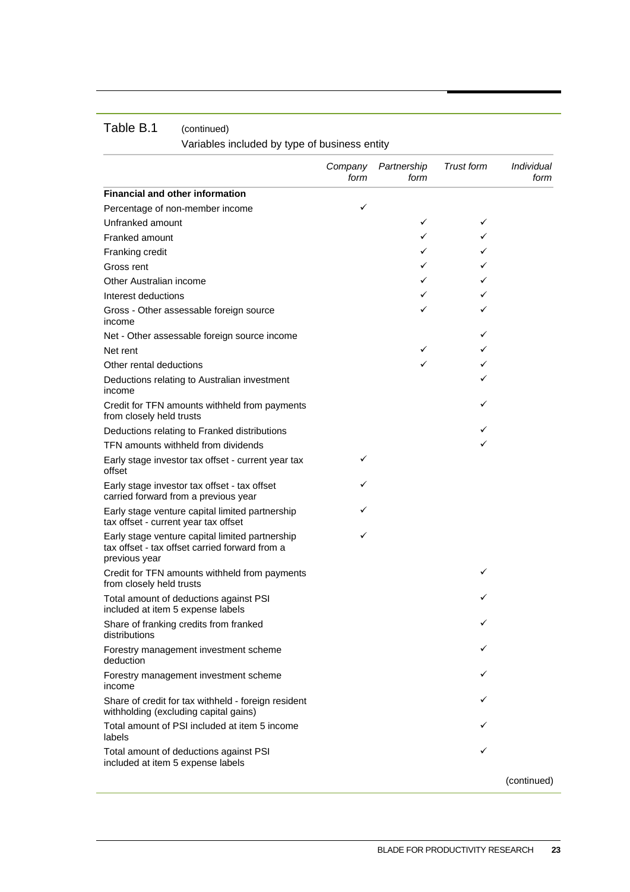Table B.1 (continued)

Variables included by type of business entity

| | *Company form* | *Partnership form* | *Trust form* | *Individual form* |
|---|---|---|---|---|
| **Financial and other information** | | | | |
| Percentage of non-member income | ✓ | | | |
| Unfranked amount | | ✓ | ✓ | |
| Franked amount | | ✓ | ✓ | |
| Franking credit | | ✓ | ✓ | |
| Gross rent | | ✓ | ✓ | |
| Other Australian income | | ✓ | ✓ | |
| Interest deductions | | ✓ | ✓ | |
| Gross - Other assessable foreign source income | | ✓ | ✓ | |
| Net - Other assessable foreign source income | | | ✓ | |
| Net rent | | ✓ | ✓ | |
| Other rental deductions | | ✓ | ✓ | |
| Deductions relating to Australian investment income | | | ✓ | |
| Credit for TFN amounts withheld from payments from closely held trusts | | | ✓ | |
| Deductions relating to Franked distributions | | | ✓ | |
| TFN amounts withheld from dividends | | | ✓ | |
| Early stage investor tax offset - current year tax offset | ✓ | | | |
| Early stage investor tax offset - tax offset carried forward from a previous year | ✓ | | | |
| Early stage venture capital limited partnership tax offset - current year tax offset | ✓ | | | |
| Early stage venture capital limited partnership tax offset - tax offset carried forward from a previous year | ✓ | | | |
| Credit for TFN amounts withheld from payments from closely held trusts | | | ✓ | |
| Total amount of deductions against PSI included at item 5 expense labels | | | ✓ | |
| Share of franking credits from franked distributions | | | ✓ | |
| Forestry management investment scheme deduction | | | ✓ | |
| Forestry management investment scheme income | | | ✓ | |
| Share of credit for tax withheld - foreign resident withholding (excluding capital gains) | | | ✓ | |
| Total amount of PSI included at item 5 income labels | | | ✓ | |
| Total amount of deductions against PSI included at item 5 expense labels | | | ✓ | |

(continued)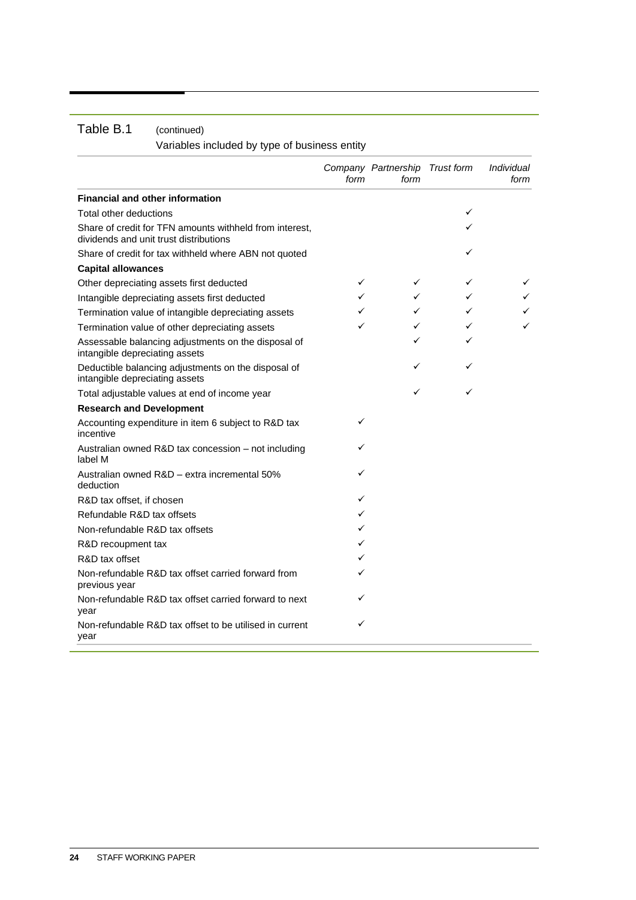Table B.1 (continued)

Variables included by type of business entity

| | *Company form* | *Partnership form* | *Trust form* | *Individual form* |
|---|---|---|---|---|
| **Financial and other information** | | | | |
| Total other deductions | | | ✓ | |
| Share of credit for TFN amounts withheld from interest, dividends and unit trust distributions | | | ✓ | |
| Share of credit for tax withheld where ABN not quoted | | | ✓ | |
| **Capital allowances** | | | | |
| Other depreciating assets first deducted | ✓ | ✓ | ✓ | ✓ |
| Intangible depreciating assets first deducted | ✓ | ✓ | ✓ | ✓ |
| Termination value of intangible depreciating assets | ✓ | ✓ | ✓ | ✓ |
| Termination value of other depreciating assets | ✓ | ✓ | ✓ | ✓ |
| Assessable balancing adjustments on the disposal of intangible depreciating assets | | ✓ | ✓ | |
| Deductible balancing adjustments on the disposal of intangible depreciating assets | | ✓ | ✓ | |
| Total adjustable values at end of income year | | ✓ | ✓ | |
| **Research and Development** | | | | |
| Accounting expenditure in item 6 subject to R&D tax incentive | ✓ | | | |
| Australian owned R&D tax concession – not including label M | ✓ | | | |
| Australian owned R&D – extra incremental 50% deduction | ✓ | | | |
| R&D tax offset, if chosen | ✓ | | | |
| Refundable R&D tax offsets | ✓ | | | |
| Non-refundable R&D tax offsets | ✓ | | | |
| R&D recoupment tax | ✓ | | | |
| R&D tax offset | ✓ | | | |
| Non-refundable R&D tax offset carried forward from previous year | ✓ | | | |
| Non-refundable R&D tax offset carried forward to next year | ✓ | | | |
| Non-refundable R&D tax offset to be utilised in current year | ✓ | | | |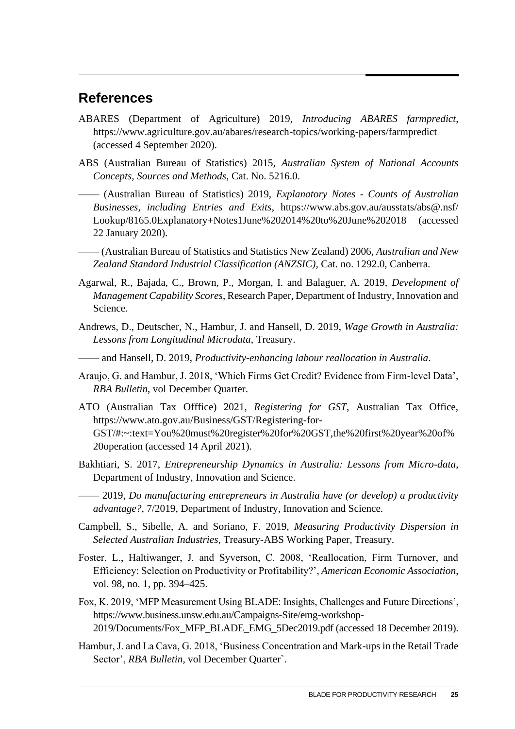## References

ABARES (Department of Agriculture) 2019, *Introducing ABARES farmpredict*, https://www.agriculture.gov.au/abares/research-topics/working-papers/farmpredict (accessed 4 September 2020).

ABS (Australian Bureau of Statistics) 2015, *Australian System of National Accounts Concepts, Sources and Methods*, Cat. No. 5216.0.

—— (Australian Bureau of Statistics) 2019, *Explanatory Notes - Counts of Australian Businesses, including Entries and Exits*, https://www.abs.gov.au/ausstats/abs@.nsf/Lookup/8165.0Explanatory+Notes1June%202014%20to%20June%202018 (accessed 22 January 2020).

—— (Australian Bureau of Statistics and Statistics New Zealand) 2006, *Australian and New Zealand Standard Industrial Classification (ANZSIC)*, Cat. no. 1292.0, Canberra.

Agarwal, R., Bajada, C., Brown, P., Morgan, I. and Balaguer, A. 2019, *Development of Management Capability Scores*, Research Paper, Department of Industry, Innovation and Science.

Andrews, D., Deutscher, N., Hambur, J. and Hansell, D. 2019, *Wage Growth in Australia: Lessons from Longitudinal Microdata*, Treasury.

—— and Hansell, D. 2019, *Productivity-enhancing labour reallocation in Australia*.

Araujo, G. and Hambur, J. 2018, 'Which Firms Get Credit? Evidence from Firm-level Data', *RBA Bulletin*, vol December Quarter.

ATO (Australian Tax Offfice) 2021, *Registering for GST*, Australian Tax Office, https://www.ato.gov.au/Business/GST/Registering-for-GST/#:~:text=You%20must%20register%20for%20GST,the%20first%20year%20of%20operation (accessed 14 April 2021).

Bakhtiari, S. 2017, *Entrepreneurship Dynamics in Australia: Lessons from Micro-data*, Department of Industry, Innovation and Science.

—— 2019, *Do manufacturing entrepreneurs in Australia have (or develop) a productivity advantage?*, 7/2019, Department of Industry, Innovation and Science.

Campbell, S., Sibelle, A. and Soriano, F. 2019, *Measuring Productivity Dispersion in Selected Australian Industries*, Treasury-ABS Working Paper, Treasury.

Foster, L., Haltiwanger, J. and Syverson, C. 2008, 'Reallocation, Firm Turnover, and Efficiency: Selection on Productivity or Profitability?', *American Economic Association*, vol. 98, no. 1, pp. 394–425.

Fox, K. 2019, 'MFP Measurement Using BLADE: Insights, Challenges and Future Directions', https://www.business.unsw.edu.au/Campaigns-Site/emg-workshop-2019/Documents/Fox_MFP_BLADE_EMG_5Dec2019.pdf (accessed 18 December 2019).

Hambur, J. and La Cava, G. 2018, 'Business Concentration and Mark-ups in the Retail Trade Sector', *RBA Bulletin*, vol December Quarter`.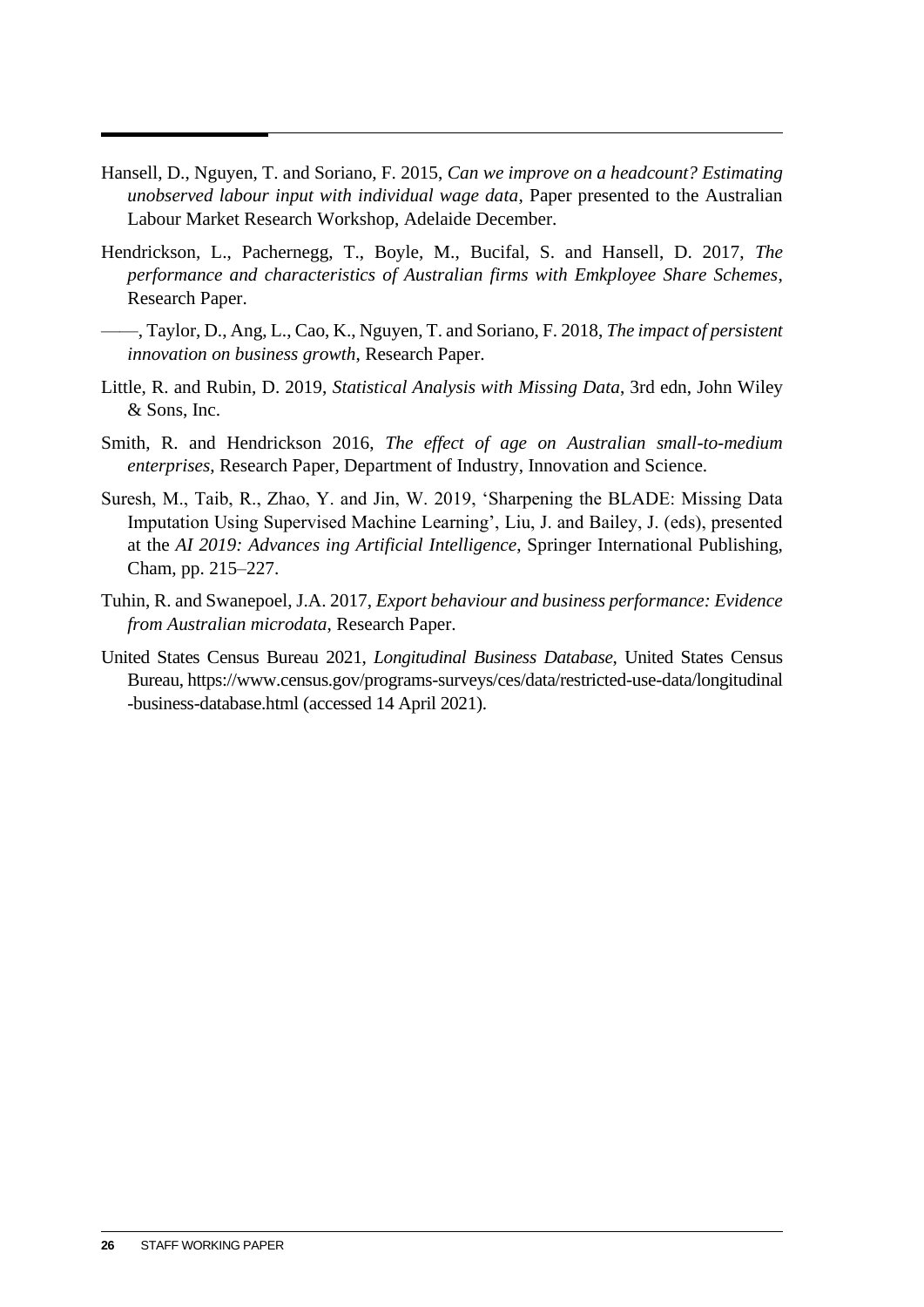Hansell, D., Nguyen, T. and Soriano, F. 2015, *Can we improve on a headcount? Estimating unobserved labour input with individual wage data*, Paper presented to the Australian Labour Market Research Workshop, Adelaide December.

Hendrickson, L., Pachernegg, T., Boyle, M., Bucifal, S. and Hansell, D. 2017, *The performance and characteristics of Australian firms with Emkployee Share Schemes*, Research Paper.

——, Taylor, D., Ang, L., Cao, K., Nguyen, T. and Soriano, F. 2018, *The impact of persistent innovation on business growth*, Research Paper.

Little, R. and Rubin, D. 2019, *Statistical Analysis with Missing Data*, 3rd edn, John Wiley & Sons, Inc.

Smith, R. and Hendrickson 2016, *The effect of age on Australian small-to-medium enterprises*, Research Paper, Department of Industry, Innovation and Science.

Suresh, M., Taib, R., Zhao, Y. and Jin, W. 2019, 'Sharpening the BLADE: Missing Data Imputation Using Supervised Machine Learning', Liu, J. and Bailey, J. (eds), presented at the *AI 2019: Advances ing Artificial Intelligence*, Springer International Publishing, Cham, pp. 215–227.

Tuhin, R. and Swanepoel, J.A. 2017, *Export behaviour and business performance: Evidence from Australian microdata*, Research Paper.

United States Census Bureau 2021, *Longitudinal Business Database*, United States Census Bureau, https://www.census.gov/programs-surveys/ces/data/restricted-use-data/longitudinal-business-database.html (accessed 14 April 2021).